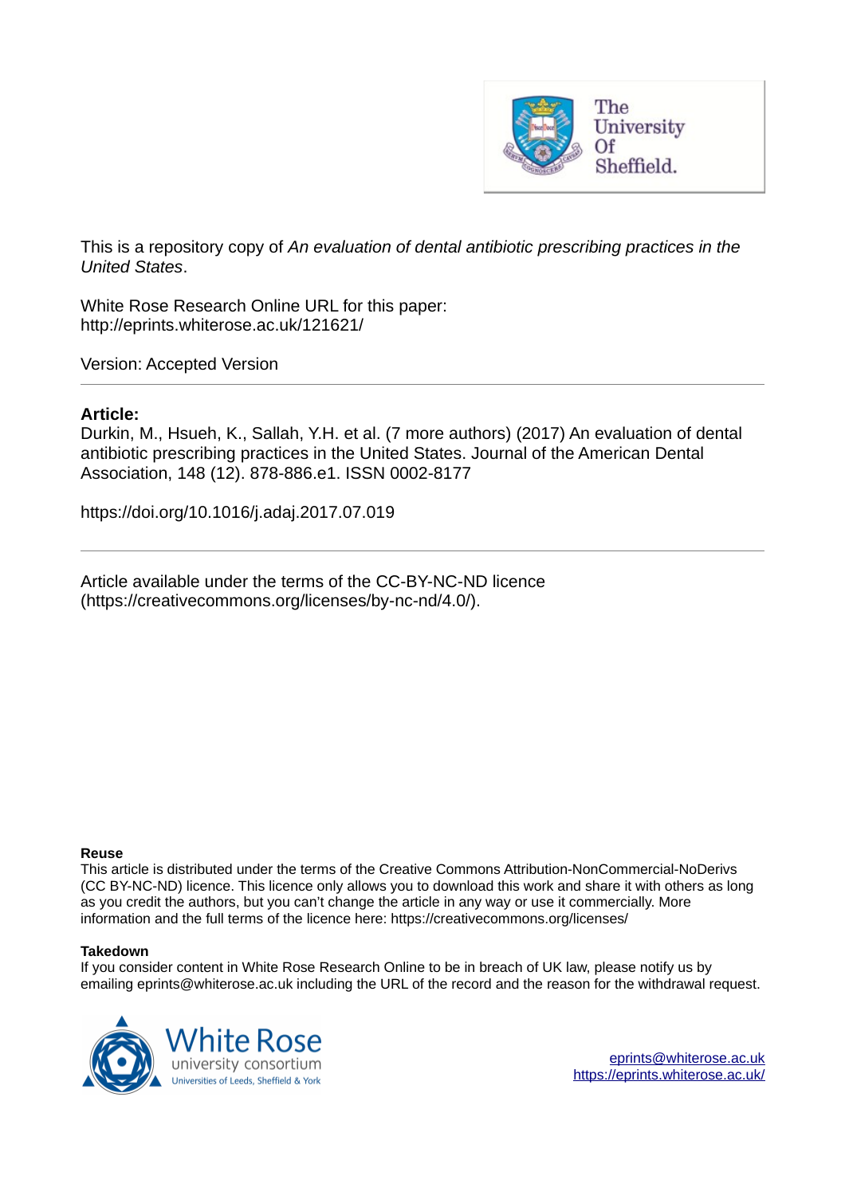This is a repository copy of *An evaluation of dental antibiotic prescribing practices in the United States*.

White Rose Research Online URL for this paper:
http://eprints.whiterose.ac.uk/121621/

Version: Accepted Version

---

**Article:**

Durkin, M., Hsueh, K., Sallah, Y.H. et al. (7 more authors) (2017) An evaluation of dental antibiotic prescribing practices in the United States. Journal of the American Dental Association, 148 (12). 878-886.e1. ISSN 0002-8177

https://doi.org/10.1016/j.adaj.2017.07.019

---

Article available under the terms of the CC-BY-NC-ND licence (https://creativecommons.org/licenses/by-nc-nd/4.0/).

**Reuse**

This article is distributed under the terms of the Creative Commons Attribution-NonCommercial-NoDerivs (CC BY-NC-ND) licence. This licence only allows you to download this work and share it with others as long as you credit the authors, but you can't change the article in any way or use it commercially. More information and the full terms of the licence here: https://creativecommons.org/licenses/

**Takedown**

If you consider content in White Rose Research Online to be in breach of UK law, please notify us by emailing eprints@whiterose.ac.uk including the URL of the record and the reason for the withdrawal request.

eprints@whiterose.ac.uk
https://eprints.whiterose.ac.uk/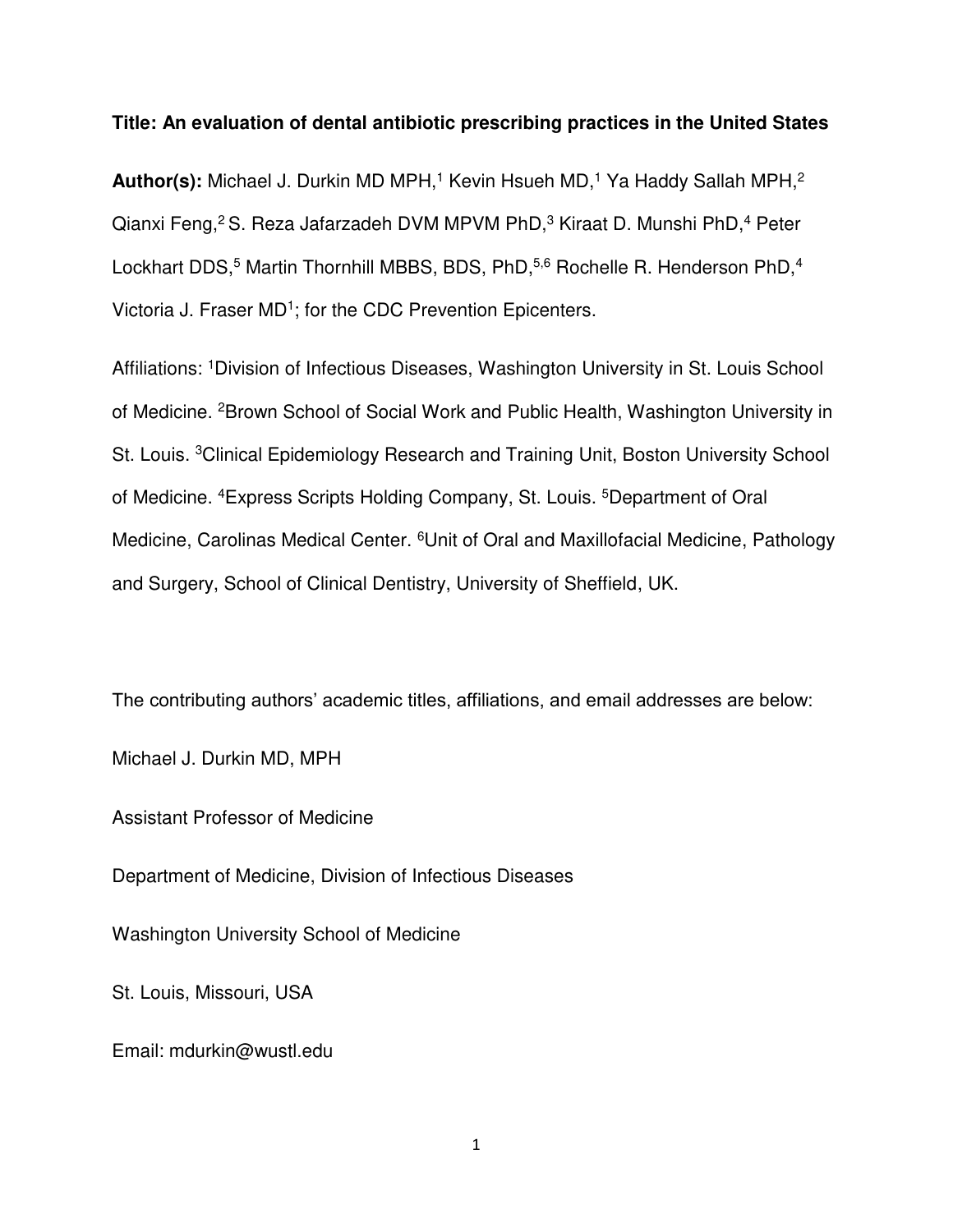**Title: An evaluation of dental antibiotic prescribing practices in the United States**

**Author(s):** Michael J. Durkin MD MPH,[1] Kevin Hsueh MD,[1] Ya Haddy Sallah MPH,[2] Qianxi Feng,[2] S. Reza Jafarzadeh DVM MPVM PhD,[3] Kiraat D. Munshi PhD,[4] Peter Lockhart DDS,[5] Martin Thornhill MBBS, BDS, PhD,[5,6] Rochelle R. Henderson PhD,[4] Victoria J. Fraser MD[1]; for the CDC Prevention Epicenters.

Affiliations: [1]Division of Infectious Diseases, Washington University in St. Louis School of Medicine. [2]Brown School of Social Work and Public Health, Washington University in St. Louis. [3]Clinical Epidemiology Research and Training Unit, Boston University School of Medicine. [4]Express Scripts Holding Company, St. Louis. [5]Department of Oral Medicine, Carolinas Medical Center. [6]Unit of Oral and Maxillofacial Medicine, Pathology and Surgery, School of Clinical Dentistry, University of Sheffield, UK.

The contributing authors' academic titles, affiliations, and email addresses are below:

Michael J. Durkin MD, MPH

Assistant Professor of Medicine

Department of Medicine, Division of Infectious Diseases

Washington University School of Medicine

St. Louis, Missouri, USA

Email: mdurkin@wustl.edu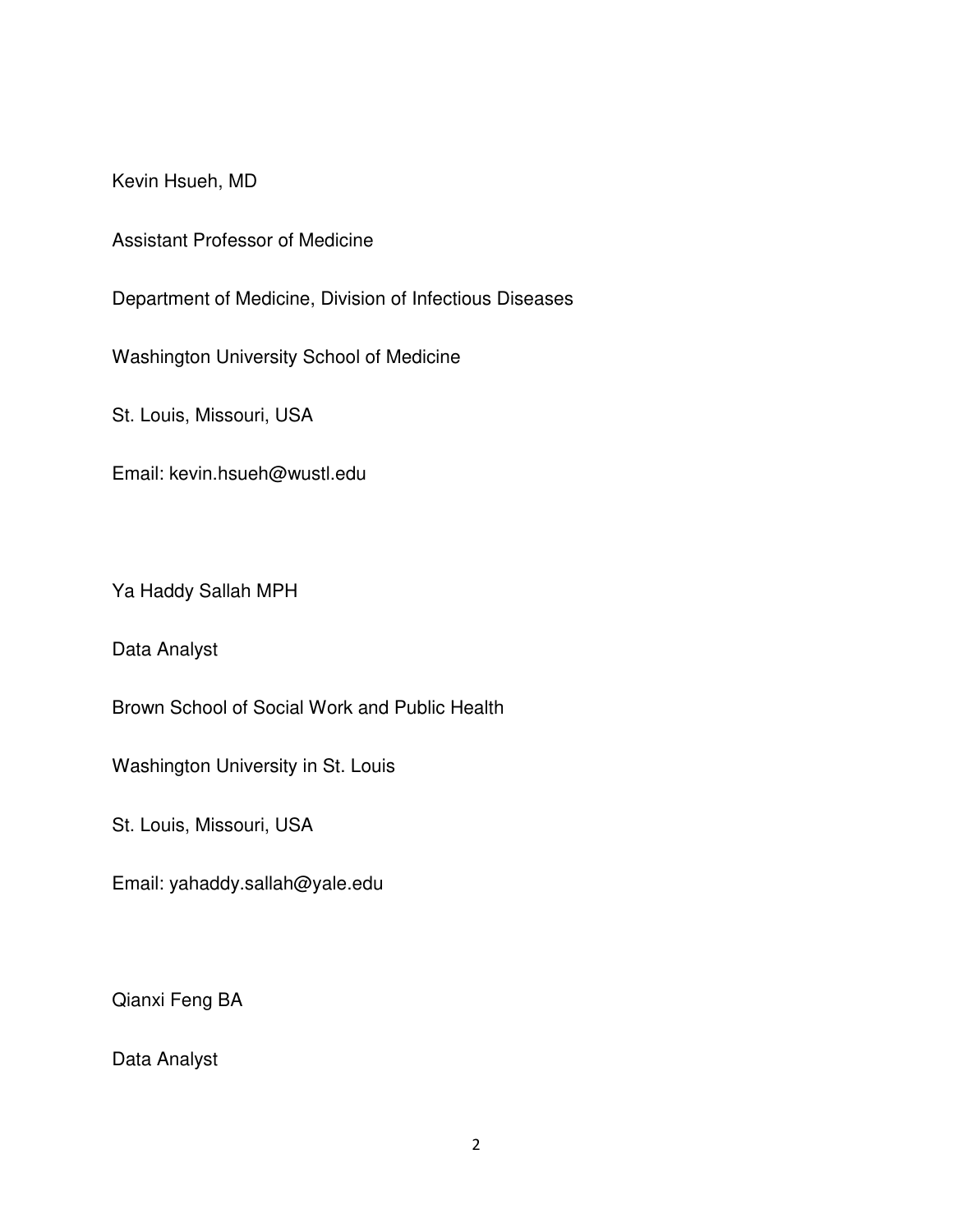Kevin Hsueh, MD

Assistant Professor of Medicine

Department of Medicine, Division of Infectious Diseases

Washington University School of Medicine

St. Louis, Missouri, USA

Email: kevin.hsueh@wustl.edu

Ya Haddy Sallah MPH

Data Analyst

Brown School of Social Work and Public Health

Washington University in St. Louis

St. Louis, Missouri, USA

Email: yahaddy.sallah@yale.edu

Qianxi Feng BA

Data Analyst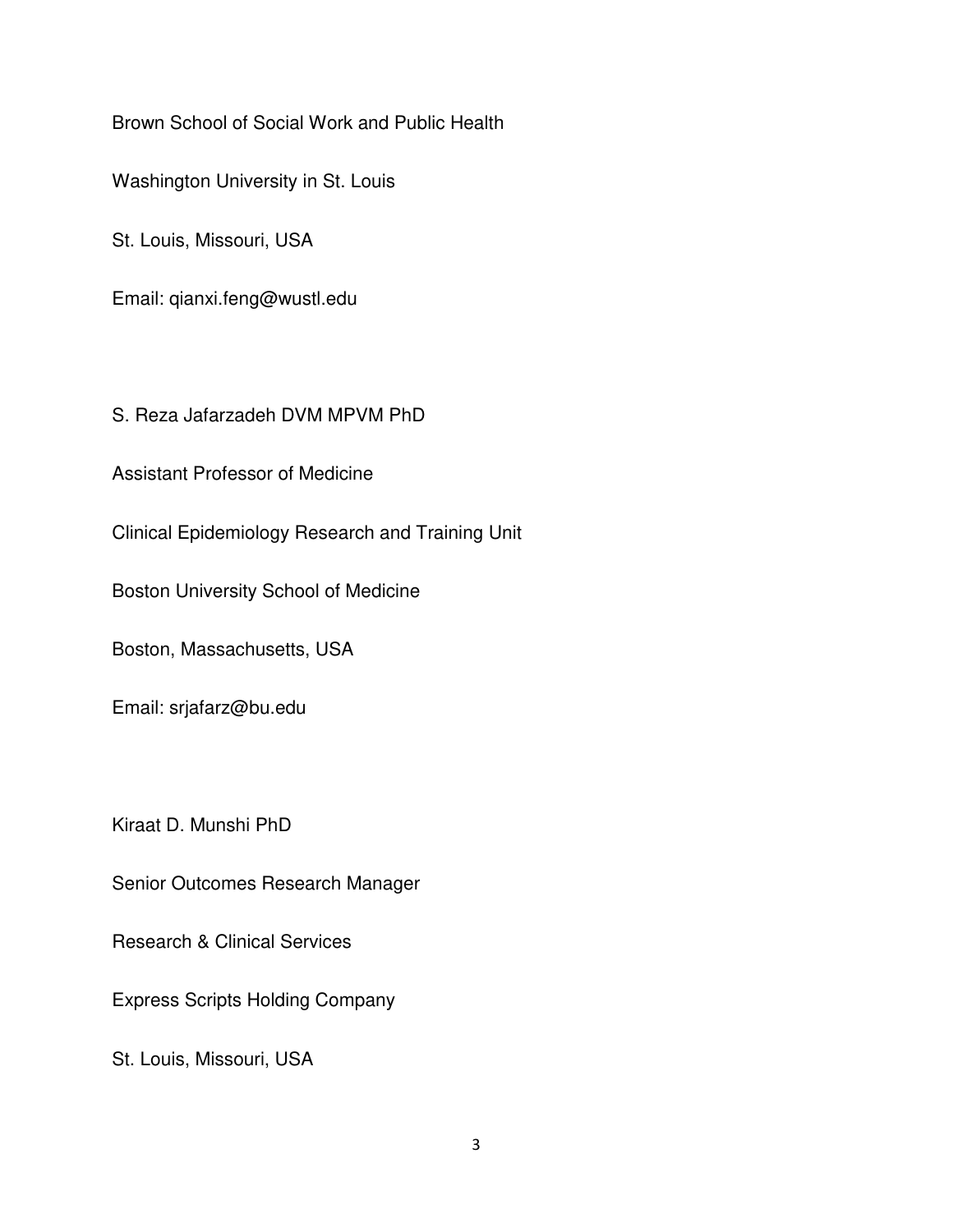Brown School of Social Work and Public Health

Washington University in St. Louis

St. Louis, Missouri, USA

Email: qianxi.feng@wustl.edu

S. Reza Jafarzadeh DVM MPVM PhD

Assistant Professor of Medicine

Clinical Epidemiology Research and Training Unit

Boston University School of Medicine

Boston, Massachusetts, USA

Email: srjafarz@bu.edu

Kiraat D. Munshi PhD

Senior Outcomes Research Manager

Research & Clinical Services

Express Scripts Holding Company

St. Louis, Missouri, USA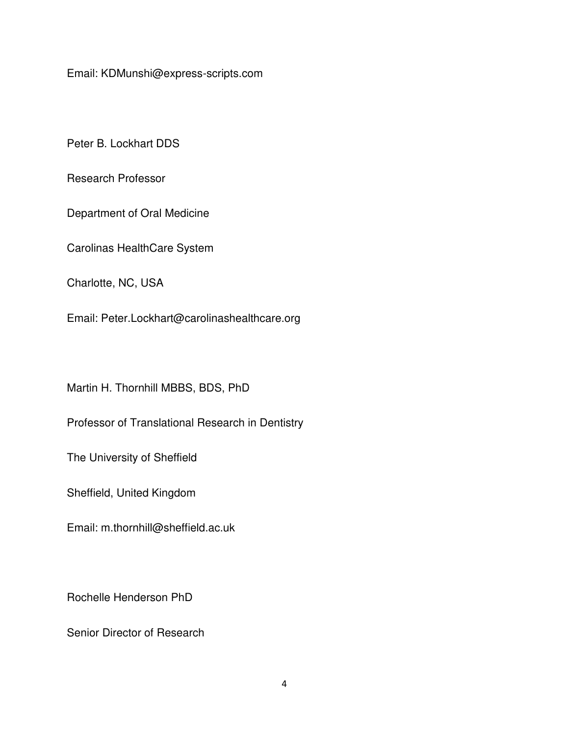Email: KDMunshi@express-scripts.com

Peter B. Lockhart DDS

Research Professor

Department of Oral Medicine

Carolinas HealthCare System

Charlotte, NC, USA

Email: Peter.Lockhart@carolinashealthcare.org

Martin H. Thornhill MBBS, BDS, PhD

Professor of Translational Research in Dentistry

The University of Sheffield

Sheffield, United Kingdom

Email: m.thornhill@sheffield.ac.uk

Rochelle Henderson PhD

Senior Director of Research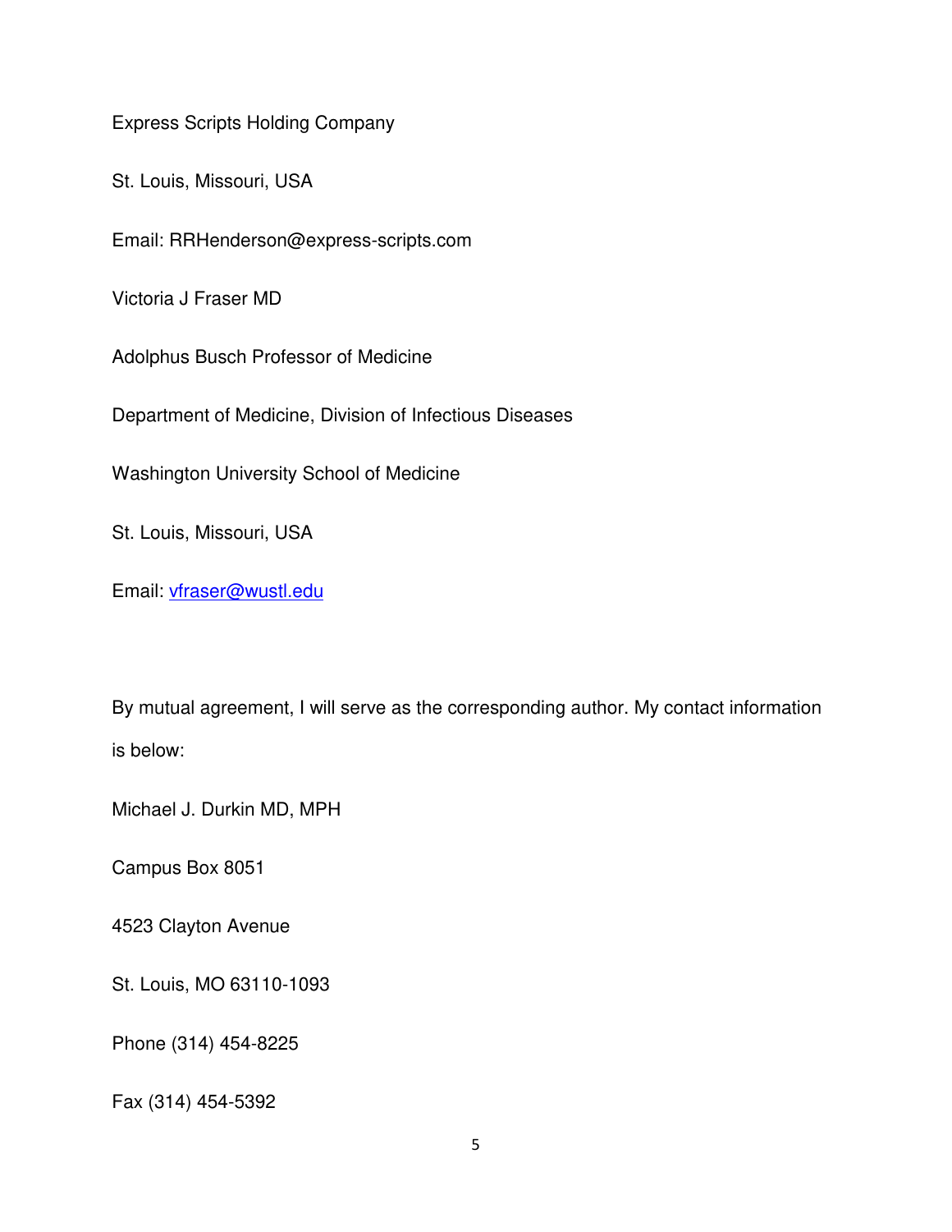Express Scripts Holding Company

St. Louis, Missouri, USA

Email: RRHenderson@express-scripts.com

Victoria J Fraser MD

Adolphus Busch Professor of Medicine

Department of Medicine, Division of Infectious Diseases

Washington University School of Medicine

St. Louis, Missouri, USA

Email: vfraser@wustl.edu

By mutual agreement, I will serve as the corresponding author. My contact information is below:

Michael J. Durkin MD, MPH

Campus Box 8051

4523 Clayton Avenue

St. Louis, MO 63110-1093

Phone (314) 454-8225

Fax (314) 454-5392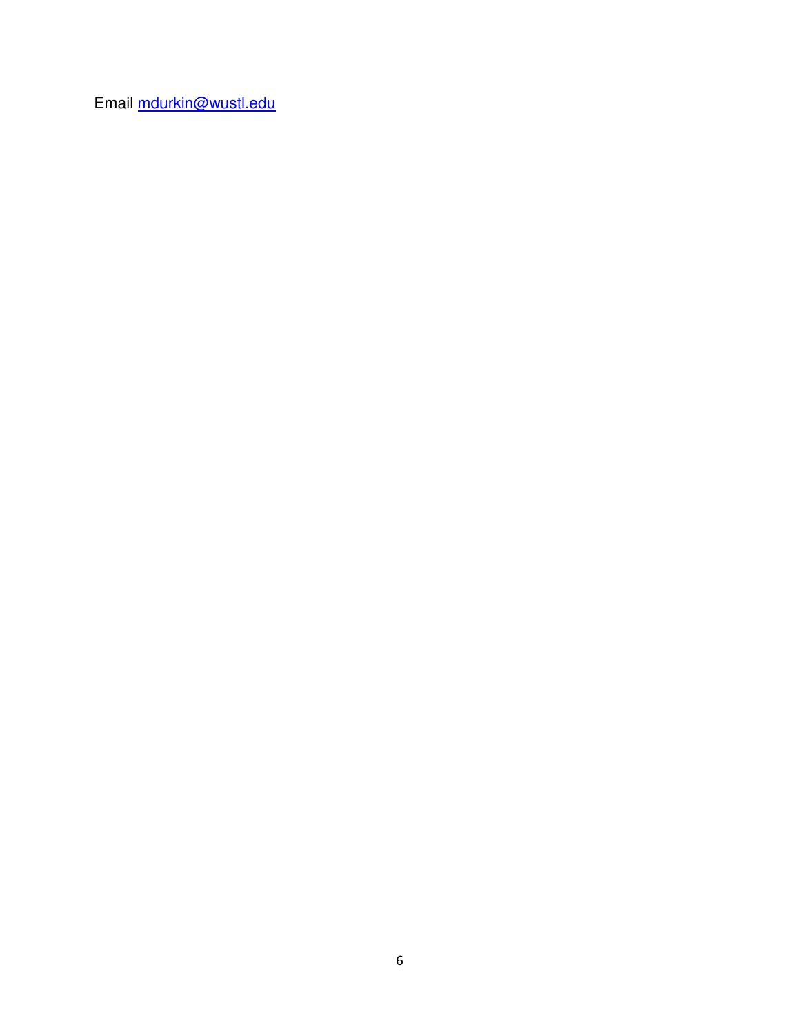Email [mdurkin@wustl.edu](mailto:mdurkin@wustl.edu)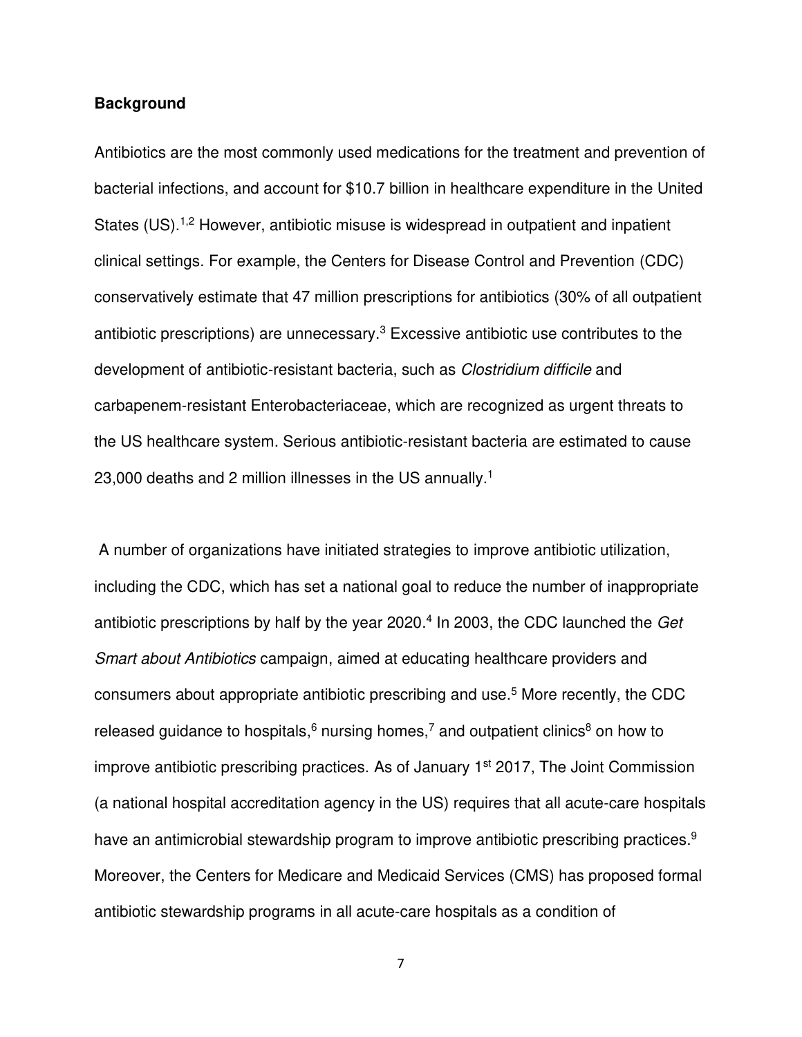## Background

Antibiotics are the most commonly used medications for the treatment and prevention of bacterial infections, and account for $10.7 billion in healthcare expenditure in the United States (US).[1,2] However, antibiotic misuse is widespread in outpatient and inpatient clinical settings. For example, the Centers for Disease Control and Prevention (CDC) conservatively estimate that 47 million prescriptions for antibiotics (30% of all outpatient antibiotic prescriptions) are unnecessary.[3] Excessive antibiotic use contributes to the development of antibiotic-resistant bacteria, such as *Clostridium difficile* and carbapenem-resistant Enterobacteriaceae, which are recognized as urgent threats to the US healthcare system. Serious antibiotic-resistant bacteria are estimated to cause 23,000 deaths and 2 million illnesses in the US annually.[1]

A number of organizations have initiated strategies to improve antibiotic utilization, including the CDC, which has set a national goal to reduce the number of inappropriate antibiotic prescriptions by half by the year 2020.[4] In 2003, the CDC launched the *Get Smart about Antibiotics* campaign, aimed at educating healthcare providers and consumers about appropriate antibiotic prescribing and use.[5] More recently, the CDC released guidance to hospitals,[6] nursing homes,[7] and outpatient clinics[8] on how to improve antibiotic prescribing practices. As of January 1st 2017, The Joint Commission (a national hospital accreditation agency in the US) requires that all acute-care hospitals have an antimicrobial stewardship program to improve antibiotic prescribing practices.[9] Moreover, the Centers for Medicare and Medicaid Services (CMS) has proposed formal antibiotic stewardship programs in all acute-care hospitals as a condition of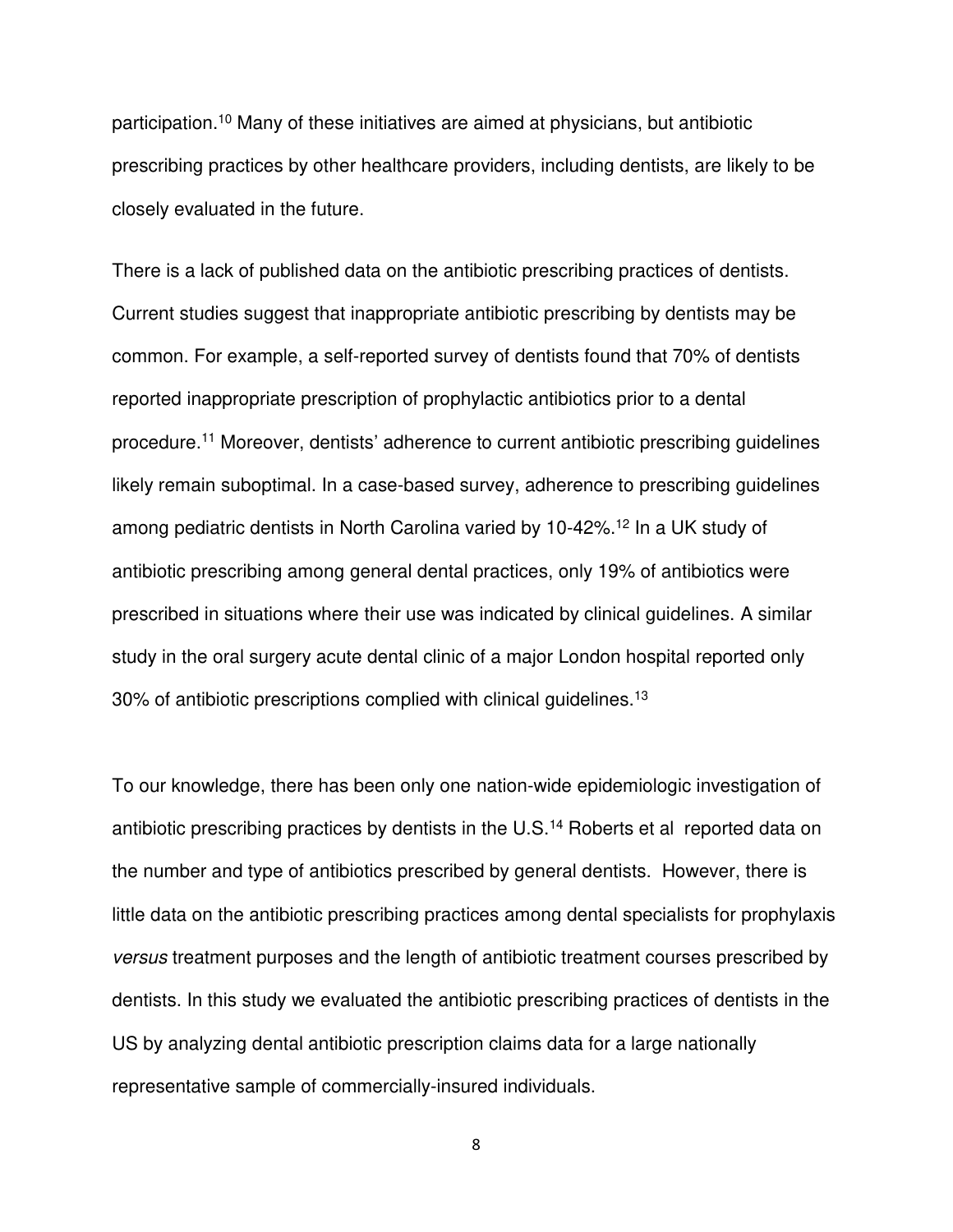participation.[10] Many of these initiatives are aimed at physicians, but antibiotic prescribing practices by other healthcare providers, including dentists, are likely to be closely evaluated in the future.

There is a lack of published data on the antibiotic prescribing practices of dentists. Current studies suggest that inappropriate antibiotic prescribing by dentists may be common. For example, a self-reported survey of dentists found that 70% of dentists reported inappropriate prescription of prophylactic antibiotics prior to a dental procedure.[11] Moreover, dentists' adherence to current antibiotic prescribing guidelines likely remain suboptimal. In a case-based survey, adherence to prescribing guidelines among pediatric dentists in North Carolina varied by 10-42%.[12] In a UK study of antibiotic prescribing among general dental practices, only 19% of antibiotics were prescribed in situations where their use was indicated by clinical guidelines. A similar study in the oral surgery acute dental clinic of a major London hospital reported only 30% of antibiotic prescriptions complied with clinical guidelines.[13]

To our knowledge, there has been only one nation-wide epidemiologic investigation of antibiotic prescribing practices by dentists in the U.S.[14] Roberts et al reported data on the number and type of antibiotics prescribed by general dentists. However, there is little data on the antibiotic prescribing practices among dental specialists for prophylaxis *versus* treatment purposes and the length of antibiotic treatment courses prescribed by dentists. In this study we evaluated the antibiotic prescribing practices of dentists in the US by analyzing dental antibiotic prescription claims data for a large nationally representative sample of commercially-insured individuals.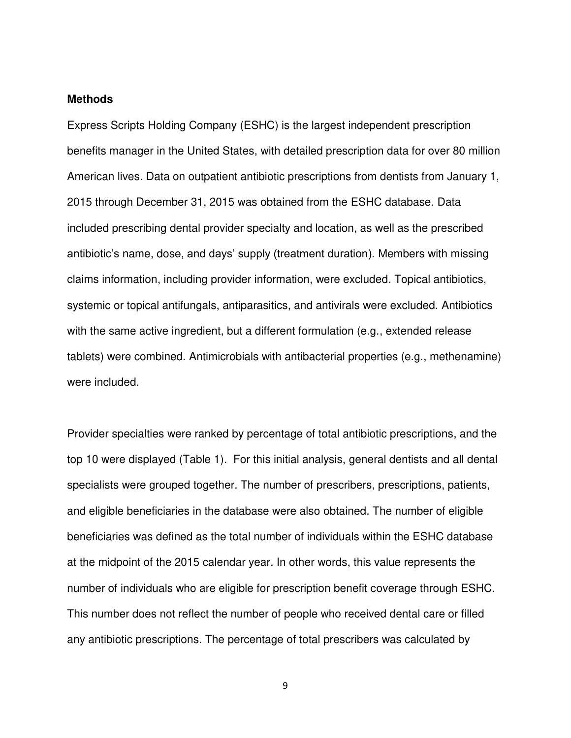## Methods

Express Scripts Holding Company (ESHC) is the largest independent prescription benefits manager in the United States, with detailed prescription data for over 80 million American lives. Data on outpatient antibiotic prescriptions from dentists from January 1, 2015 through December 31, 2015 was obtained from the ESHC database. Data included prescribing dental provider specialty and location, as well as the prescribed antibiotic's name, dose, and days' supply (treatment duration). Members with missing claims information, including provider information, were excluded. Topical antibiotics, systemic or topical antifungals, antiparasitics, and antivirals were excluded. Antibiotics with the same active ingredient, but a different formulation (e.g., extended release tablets) were combined. Antimicrobials with antibacterial properties (e.g., methenamine) were included.

Provider specialties were ranked by percentage of total antibiotic prescriptions, and the top 10 were displayed (Table 1). For this initial analysis, general dentists and all dental specialists were grouped together. The number of prescribers, prescriptions, patients, and eligible beneficiaries in the database were also obtained. The number of eligible beneficiaries was defined as the total number of individuals within the ESHC database at the midpoint of the 2015 calendar year. In other words, this value represents the number of individuals who are eligible for prescription benefit coverage through ESHC. This number does not reflect the number of people who received dental care or filled any antibiotic prescriptions. The percentage of total prescribers was calculated by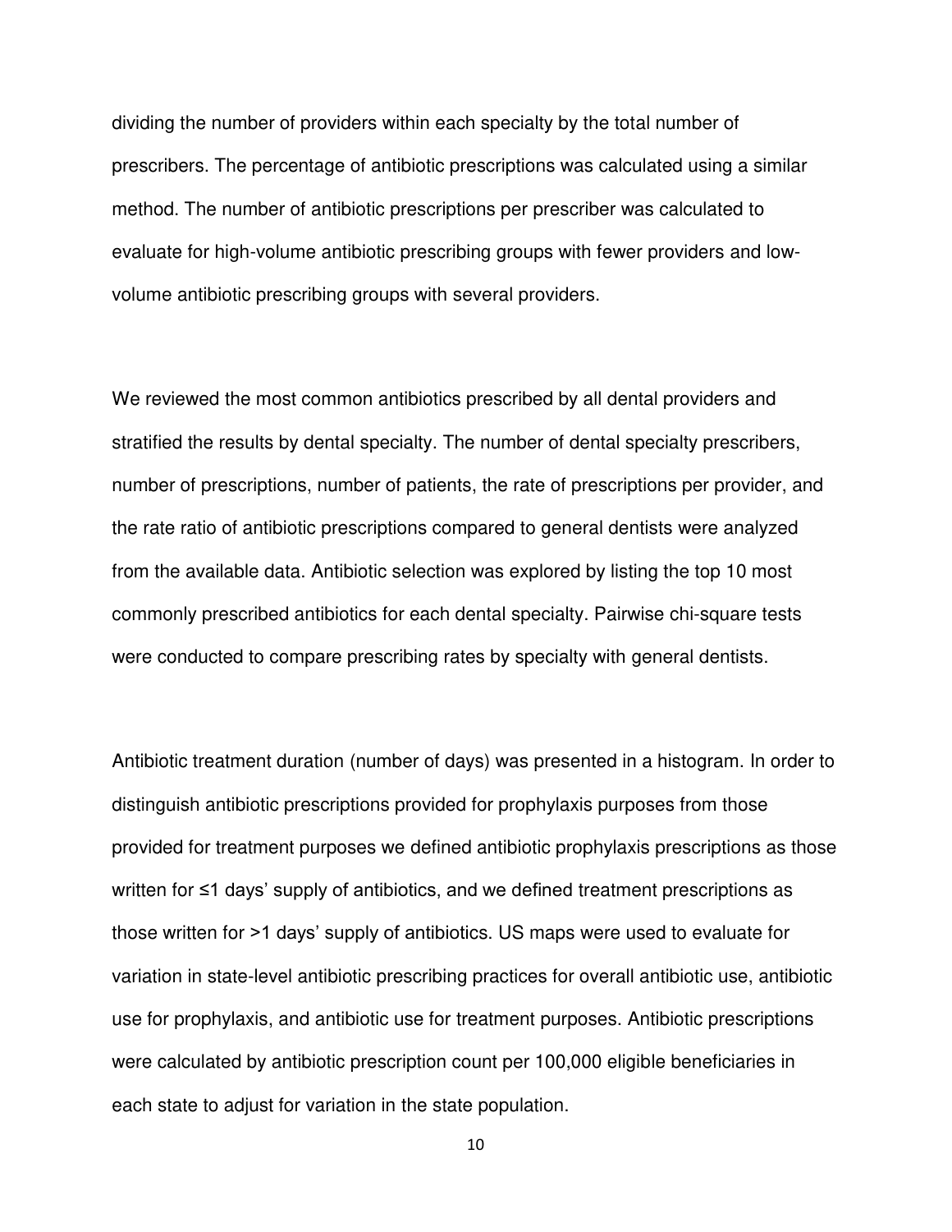dividing the number of providers within each specialty by the total number of prescribers. The percentage of antibiotic prescriptions was calculated using a similar method. The number of antibiotic prescriptions per prescriber was calculated to evaluate for high-volume antibiotic prescribing groups with fewer providers and low-volume antibiotic prescribing groups with several providers.

We reviewed the most common antibiotics prescribed by all dental providers and stratified the results by dental specialty. The number of dental specialty prescribers, number of prescriptions, number of patients, the rate of prescriptions per provider, and the rate ratio of antibiotic prescriptions compared to general dentists were analyzed from the available data. Antibiotic selection was explored by listing the top 10 most commonly prescribed antibiotics for each dental specialty. Pairwise chi-square tests were conducted to compare prescribing rates by specialty with general dentists.

Antibiotic treatment duration (number of days) was presented in a histogram. In order to distinguish antibiotic prescriptions provided for prophylaxis purposes from those provided for treatment purposes we defined antibiotic prophylaxis prescriptions as those written for ≤1 days' supply of antibiotics, and we defined treatment prescriptions as those written for >1 days' supply of antibiotics. US maps were used to evaluate for variation in state-level antibiotic prescribing practices for overall antibiotic use, antibiotic use for prophylaxis, and antibiotic use for treatment purposes. Antibiotic prescriptions were calculated by antibiotic prescription count per 100,000 eligible beneficiaries in each state to adjust for variation in the state population.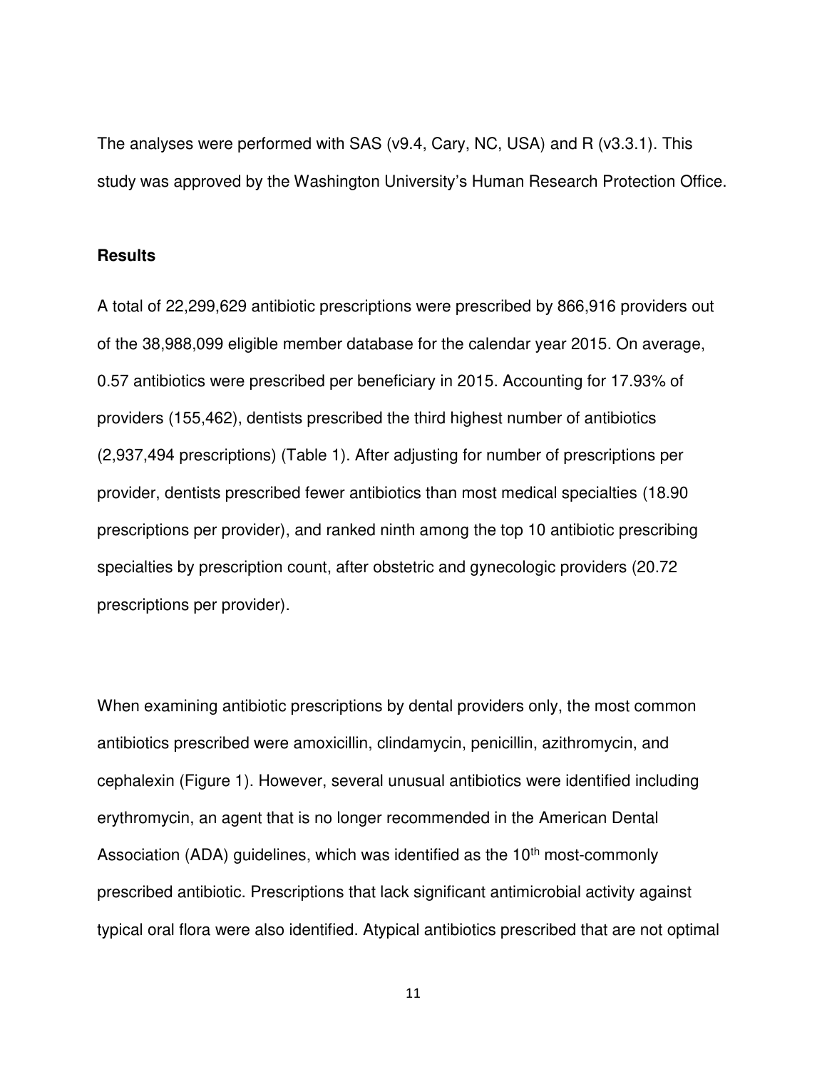The analyses were performed with SAS (v9.4, Cary, NC, USA) and R (v3.3.1). This study was approved by the Washington University's Human Research Protection Office.

## Results

A total of 22,299,629 antibiotic prescriptions were prescribed by 866,916 providers out of the 38,988,099 eligible member database for the calendar year 2015. On average, 0.57 antibiotics were prescribed per beneficiary in 2015. Accounting for 17.93% of providers (155,462), dentists prescribed the third highest number of antibiotics (2,937,494 prescriptions) (Table 1). After adjusting for number of prescriptions per provider, dentists prescribed fewer antibiotics than most medical specialties (18.90 prescriptions per provider), and ranked ninth among the top 10 antibiotic prescribing specialties by prescription count, after obstetric and gynecologic providers (20.72 prescriptions per provider).

When examining antibiotic prescriptions by dental providers only, the most common antibiotics prescribed were amoxicillin, clindamycin, penicillin, azithromycin, and cephalexin (Figure 1). However, several unusual antibiotics were identified including erythromycin, an agent that is no longer recommended in the American Dental Association (ADA) guidelines, which was identified as the 10th most-commonly prescribed antibiotic. Prescriptions that lack significant antimicrobial activity against typical oral flora were also identified. Atypical antibiotics prescribed that are not optimal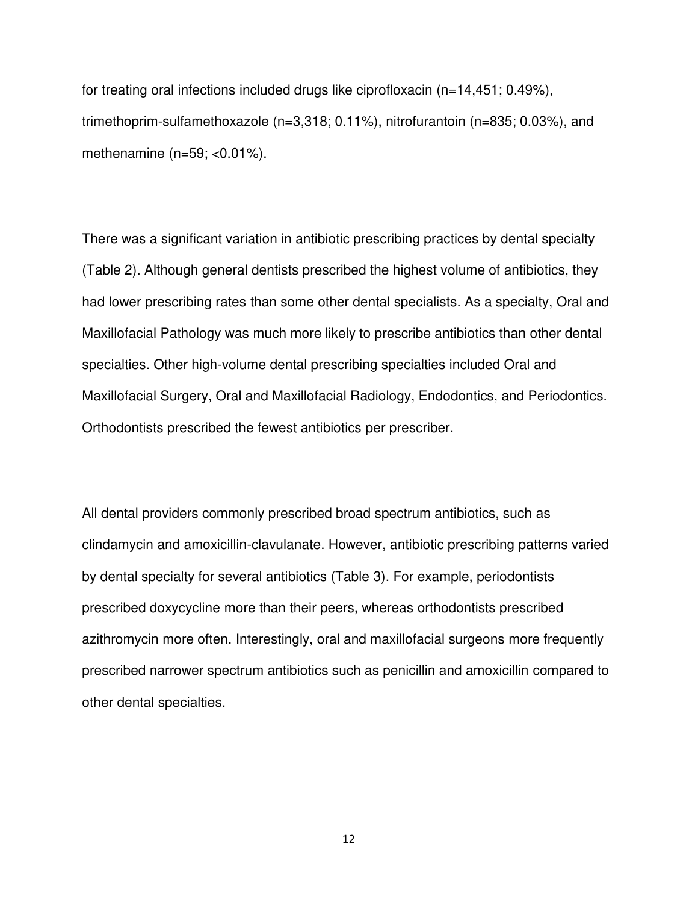for treating oral infections included drugs like ciprofloxacin (n=14,451; 0.49%), trimethoprim-sulfamethoxazole (n=3,318; 0.11%), nitrofurantoin (n=835; 0.03%), and methenamine (n=59; <0.01%).

There was a significant variation in antibiotic prescribing practices by dental specialty (Table 2). Although general dentists prescribed the highest volume of antibiotics, they had lower prescribing rates than some other dental specialists. As a specialty, Oral and Maxillofacial Pathology was much more likely to prescribe antibiotics than other dental specialties. Other high-volume dental prescribing specialties included Oral and Maxillofacial Surgery, Oral and Maxillofacial Radiology, Endodontics, and Periodontics. Orthodontists prescribed the fewest antibiotics per prescriber.

All dental providers commonly prescribed broad spectrum antibiotics, such as clindamycin and amoxicillin-clavulanate. However, antibiotic prescribing patterns varied by dental specialty for several antibiotics (Table 3). For example, periodontists prescribed doxycycline more than their peers, whereas orthodontists prescribed azithromycin more often. Interestingly, oral and maxillofacial surgeons more frequently prescribed narrower spectrum antibiotics such as penicillin and amoxicillin compared to other dental specialties.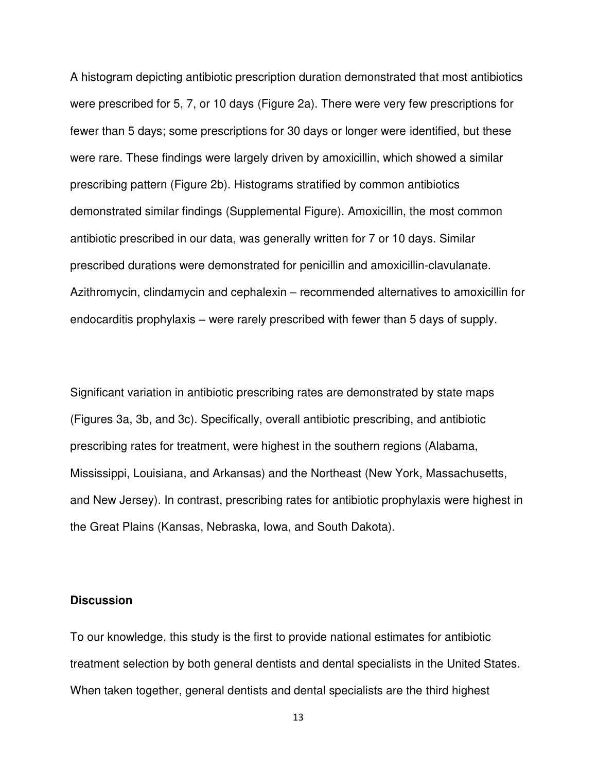A histogram depicting antibiotic prescription duration demonstrated that most antibiotics were prescribed for 5, 7, or 10 days (Figure 2a). There were very few prescriptions for fewer than 5 days; some prescriptions for 30 days or longer were identified, but these were rare. These findings were largely driven by amoxicillin, which showed a similar prescribing pattern (Figure 2b). Histograms stratified by common antibiotics demonstrated similar findings (Supplemental Figure). Amoxicillin, the most common antibiotic prescribed in our data, was generally written for 7 or 10 days. Similar prescribed durations were demonstrated for penicillin and amoxicillin-clavulanate. Azithromycin, clindamycin and cephalexin – recommended alternatives to amoxicillin for endocarditis prophylaxis – were rarely prescribed with fewer than 5 days of supply.

Significant variation in antibiotic prescribing rates are demonstrated by state maps (Figures 3a, 3b, and 3c). Specifically, overall antibiotic prescribing, and antibiotic prescribing rates for treatment, were highest in the southern regions (Alabama, Mississippi, Louisiana, and Arkansas) and the Northeast (New York, Massachusetts, and New Jersey). In contrast, prescribing rates for antibiotic prophylaxis were highest in the Great Plains (Kansas, Nebraska, Iowa, and South Dakota).

## Discussion

To our knowledge, this study is the first to provide national estimates for antibiotic treatment selection by both general dentists and dental specialists in the United States. When taken together, general dentists and dental specialists are the third highest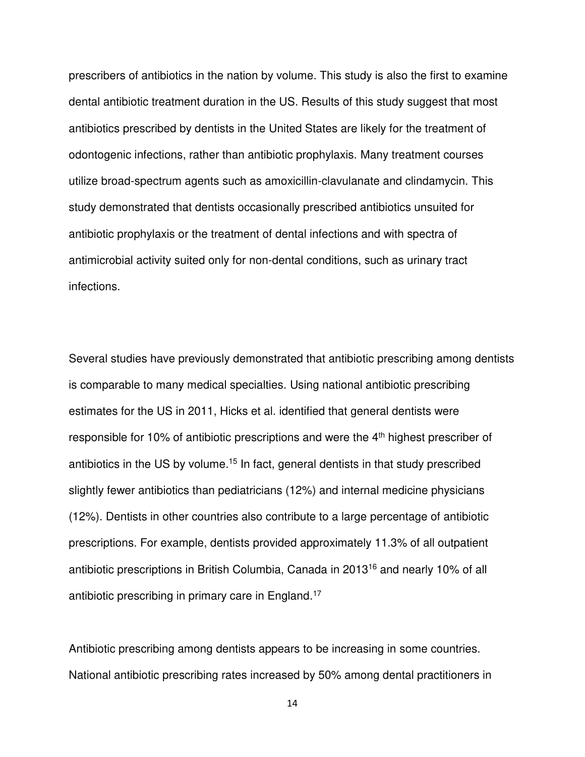prescribers of antibiotics in the nation by volume. This study is also the first to examine dental antibiotic treatment duration in the US. Results of this study suggest that most antibiotics prescribed by dentists in the United States are likely for the treatment of odontogenic infections, rather than antibiotic prophylaxis. Many treatment courses utilize broad-spectrum agents such as amoxicillin-clavulanate and clindamycin. This study demonstrated that dentists occasionally prescribed antibiotics unsuited for antibiotic prophylaxis or the treatment of dental infections and with spectra of antimicrobial activity suited only for non-dental conditions, such as urinary tract infections.

Several studies have previously demonstrated that antibiotic prescribing among dentists is comparable to many medical specialties. Using national antibiotic prescribing estimates for the US in 2011, Hicks et al. identified that general dentists were responsible for 10% of antibiotic prescriptions and were the 4$^{th}$ highest prescriber of antibiotics in the US by volume.[15] In fact, general dentists in that study prescribed slightly fewer antibiotics than pediatricians (12%) and internal medicine physicians (12%). Dentists in other countries also contribute to a large percentage of antibiotic prescriptions. For example, dentists provided approximately 11.3% of all outpatient antibiotic prescriptions in British Columbia, Canada in 2013[16] and nearly 10% of all antibiotic prescribing in primary care in England.[17]

Antibiotic prescribing among dentists appears to be increasing in some countries. National antibiotic prescribing rates increased by 50% among dental practitioners in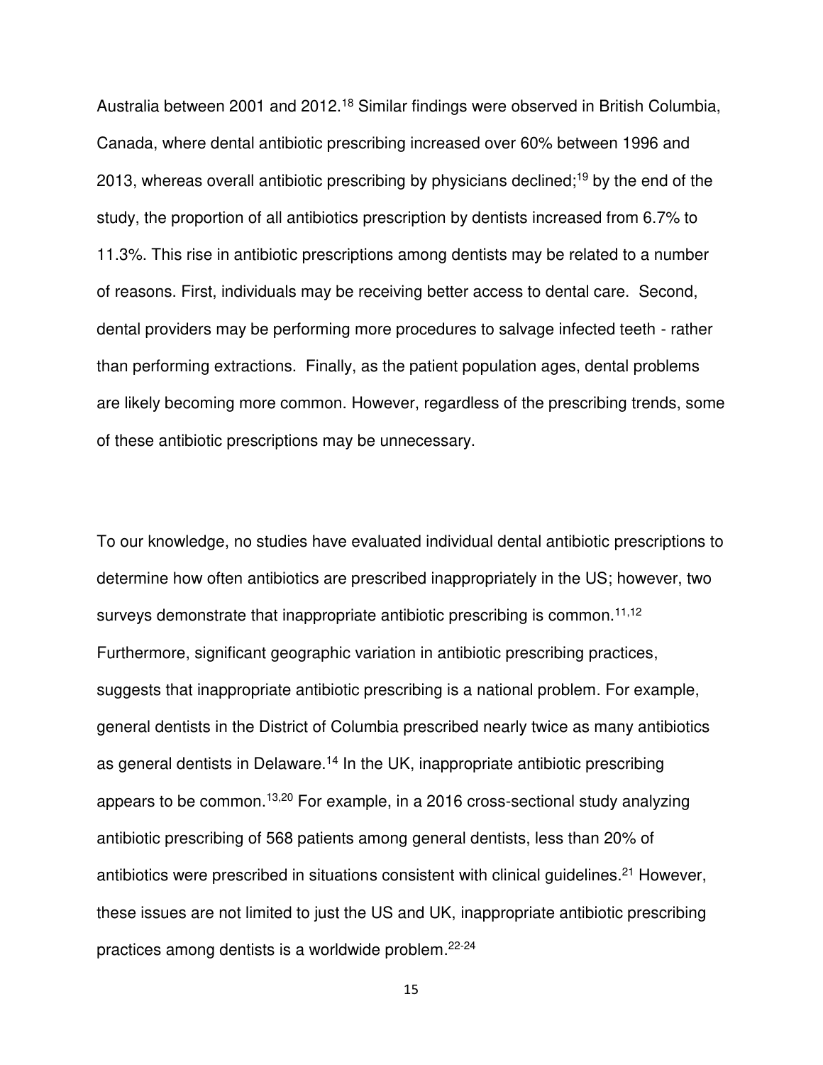Australia between 2001 and 2012.[18] Similar findings were observed in British Columbia, Canada, where dental antibiotic prescribing increased over 60% between 1996 and 2013, whereas overall antibiotic prescribing by physicians declined;[19] by the end of the study, the proportion of all antibiotics prescription by dentists increased from 6.7% to 11.3%. This rise in antibiotic prescriptions among dentists may be related to a number of reasons. First, individuals may be receiving better access to dental care. Second, dental providers may be performing more procedures to salvage infected teeth - rather than performing extractions. Finally, as the patient population ages, dental problems are likely becoming more common. However, regardless of the prescribing trends, some of these antibiotic prescriptions may be unnecessary.

To our knowledge, no studies have evaluated individual dental antibiotic prescriptions to determine how often antibiotics are prescribed inappropriately in the US; however, two surveys demonstrate that inappropriate antibiotic prescribing is common.[11,12] Furthermore, significant geographic variation in antibiotic prescribing practices, suggests that inappropriate antibiotic prescribing is a national problem. For example, general dentists in the District of Columbia prescribed nearly twice as many antibiotics as general dentists in Delaware.[14] In the UK, inappropriate antibiotic prescribing appears to be common.[13,20] For example, in a 2016 cross-sectional study analyzing antibiotic prescribing of 568 patients among general dentists, less than 20% of antibiotics were prescribed in situations consistent with clinical guidelines.[21] However, these issues are not limited to just the US and UK, inappropriate antibiotic prescribing practices among dentists is a worldwide problem.[22-24]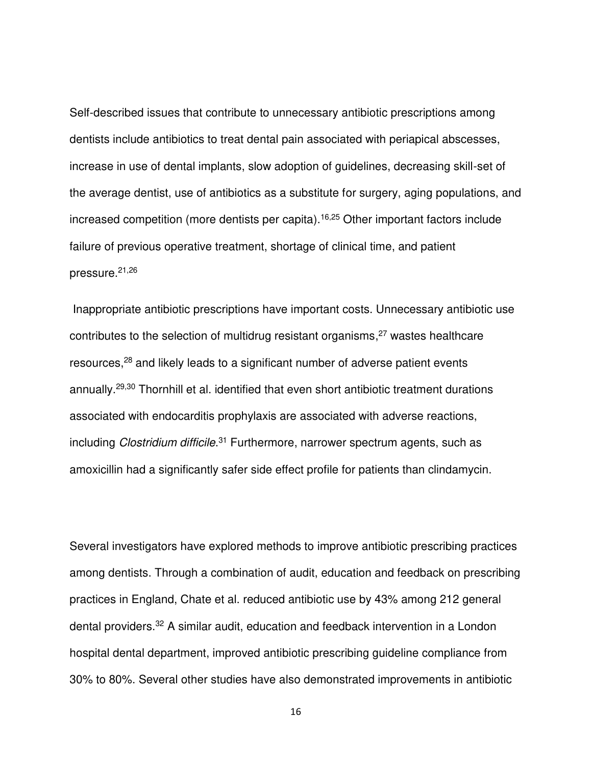Self-described issues that contribute to unnecessary antibiotic prescriptions among dentists include antibiotics to treat dental pain associated with periapical abscesses, increase in use of dental implants, slow adoption of guidelines, decreasing skill-set of the average dentist, use of antibiotics as a substitute for surgery, aging populations, and increased competition (more dentists per capita).[16,25] Other important factors include failure of previous operative treatment, shortage of clinical time, and patient pressure.[21,26]

Inappropriate antibiotic prescriptions have important costs. Unnecessary antibiotic use contributes to the selection of multidrug resistant organisms,[27] wastes healthcare resources,[28] and likely leads to a significant number of adverse patient events annually.[29,30] Thornhill et al. identified that even short antibiotic treatment durations associated with endocarditis prophylaxis are associated with adverse reactions, including *Clostridium difficile*.[31] Furthermore, narrower spectrum agents, such as amoxicillin had a significantly safer side effect profile for patients than clindamycin.

Several investigators have explored methods to improve antibiotic prescribing practices among dentists. Through a combination of audit, education and feedback on prescribing practices in England, Chate et al. reduced antibiotic use by 43% among 212 general dental providers.[32] A similar audit, education and feedback intervention in a London hospital dental department, improved antibiotic prescribing guideline compliance from 30% to 80%. Several other studies have also demonstrated improvements in antibiotic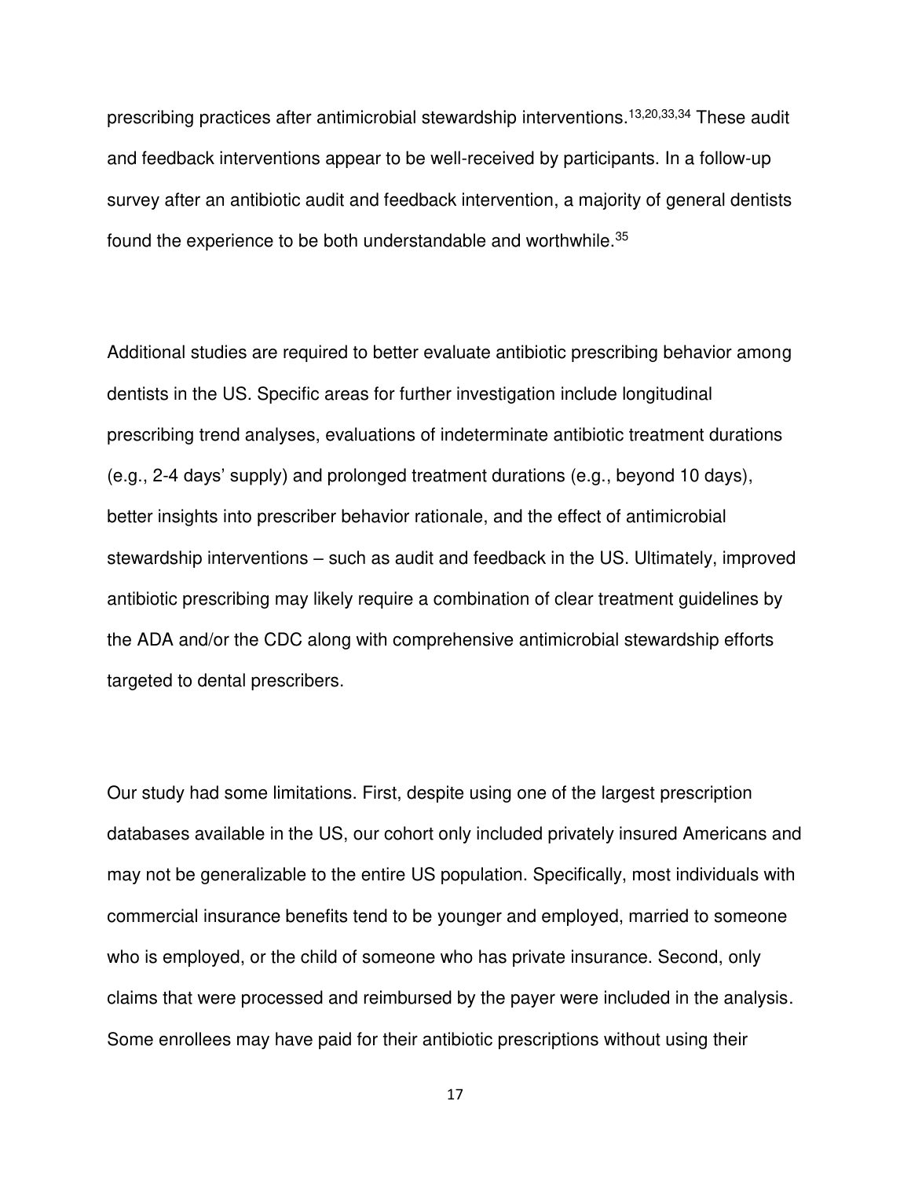prescribing practices after antimicrobial stewardship interventions.[13,20,33,34] These audit and feedback interventions appear to be well-received by participants. In a follow-up survey after an antibiotic audit and feedback intervention, a majority of general dentists found the experience to be both understandable and worthwhile.[35]

Additional studies are required to better evaluate antibiotic prescribing behavior among dentists in the US. Specific areas for further investigation include longitudinal prescribing trend analyses, evaluations of indeterminate antibiotic treatment durations (e.g., 2-4 days' supply) and prolonged treatment durations (e.g., beyond 10 days), better insights into prescriber behavior rationale, and the effect of antimicrobial stewardship interventions – such as audit and feedback in the US. Ultimately, improved antibiotic prescribing may likely require a combination of clear treatment guidelines by the ADA and/or the CDC along with comprehensive antimicrobial stewardship efforts targeted to dental prescribers.

Our study had some limitations. First, despite using one of the largest prescription databases available in the US, our cohort only included privately insured Americans and may not be generalizable to the entire US population. Specifically, most individuals with commercial insurance benefits tend to be younger and employed, married to someone who is employed, or the child of someone who has private insurance. Second, only claims that were processed and reimbursed by the payer were included in the analysis. Some enrollees may have paid for their antibiotic prescriptions without using their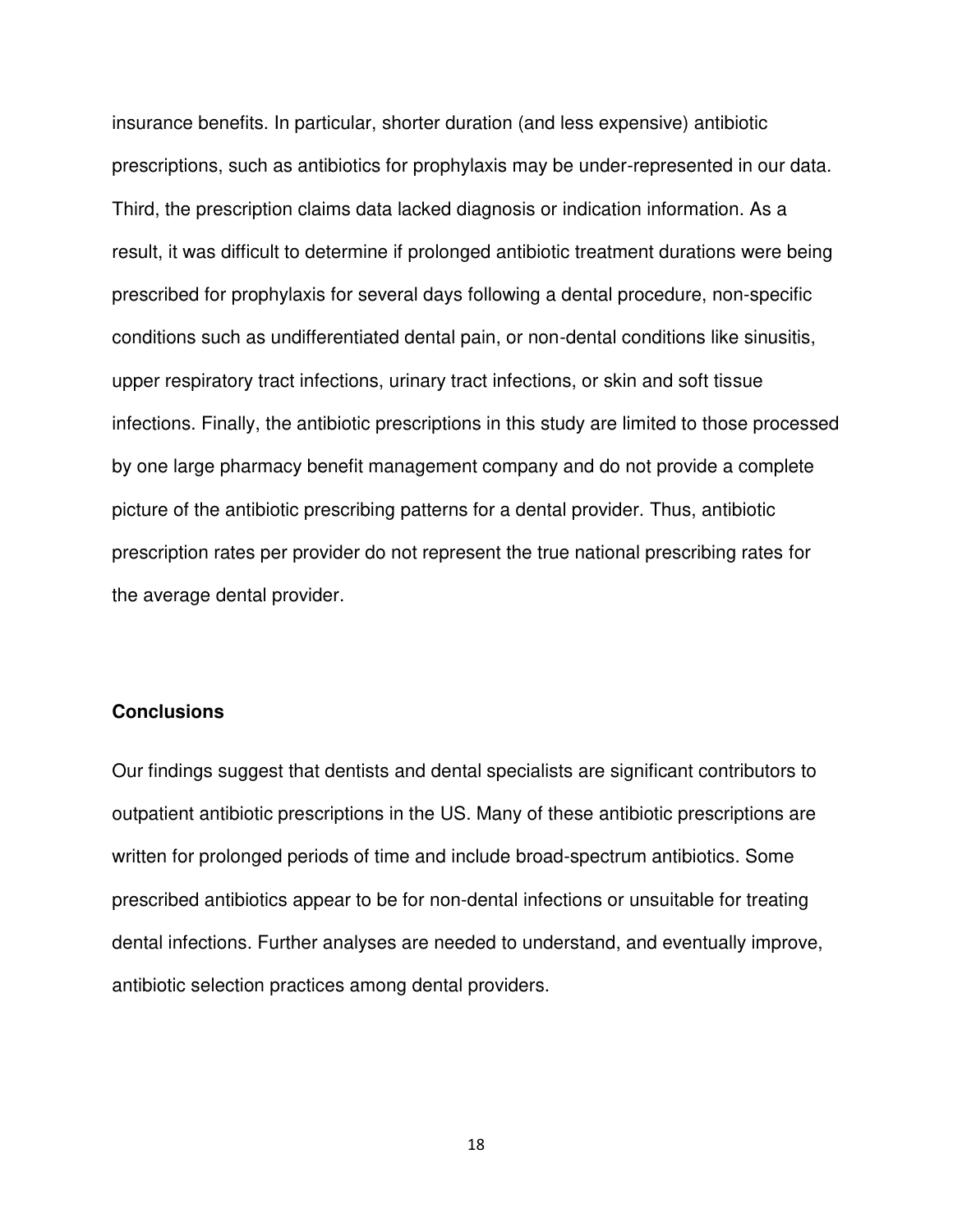insurance benefits. In particular, shorter duration (and less expensive) antibiotic prescriptions, such as antibiotics for prophylaxis may be under-represented in our data. Third, the prescription claims data lacked diagnosis or indication information. As a result, it was difficult to determine if prolonged antibiotic treatment durations were being prescribed for prophylaxis for several days following a dental procedure, non-specific conditions such as undifferentiated dental pain, or non-dental conditions like sinusitis, upper respiratory tract infections, urinary tract infections, or skin and soft tissue infections. Finally, the antibiotic prescriptions in this study are limited to those processed by one large pharmacy benefit management company and do not provide a complete picture of the antibiotic prescribing patterns for a dental provider. Thus, antibiotic prescription rates per provider do not represent the true national prescribing rates for the average dental provider.

## Conclusions

Our findings suggest that dentists and dental specialists are significant contributors to outpatient antibiotic prescriptions in the US. Many of these antibiotic prescriptions are written for prolonged periods of time and include broad-spectrum antibiotics. Some prescribed antibiotics appear to be for non-dental infections or unsuitable for treating dental infections. Further analyses are needed to understand, and eventually improve, antibiotic selection practices among dental providers.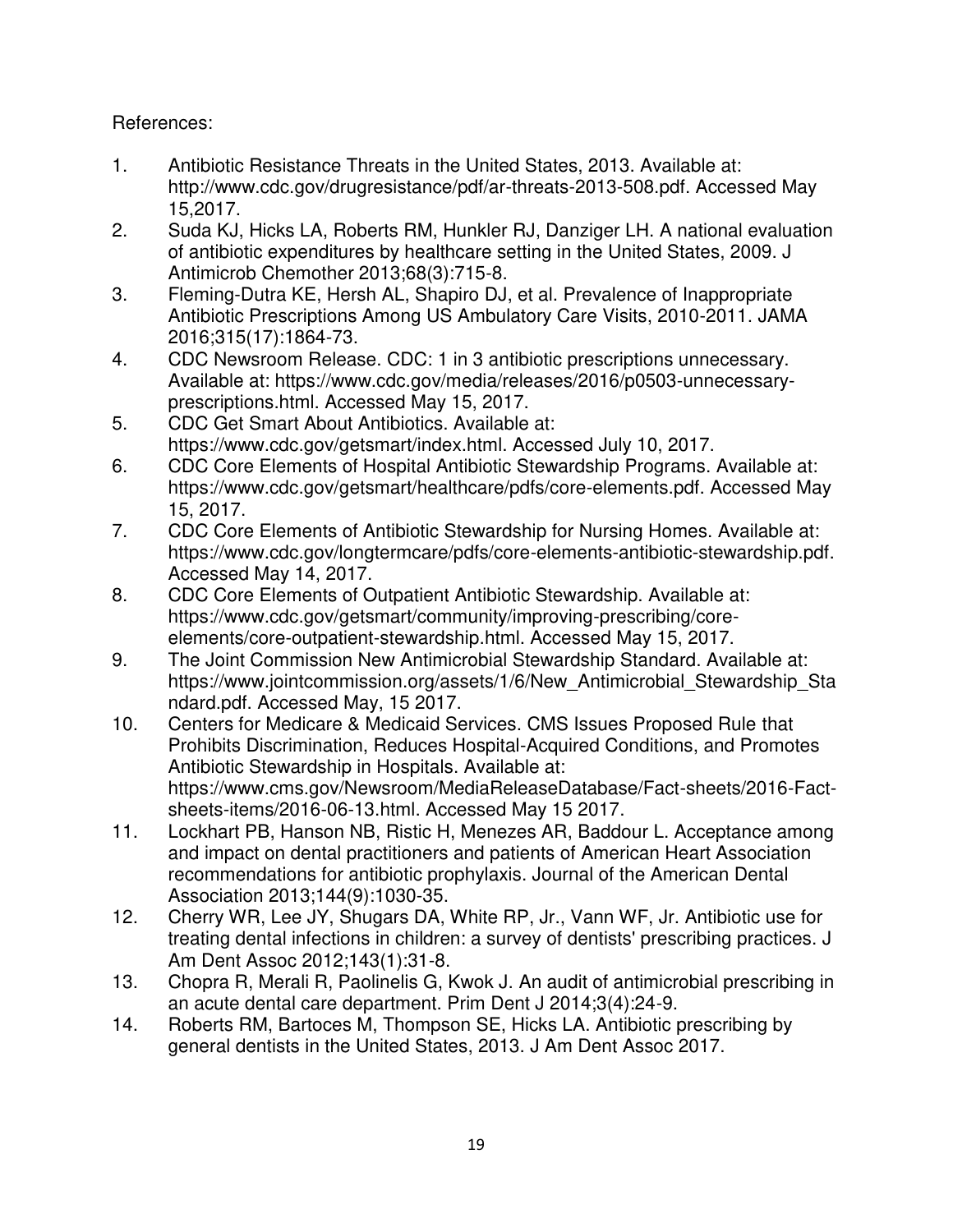References:

1. Antibiotic Resistance Threats in the United States, 2013. Available at: http://www.cdc.gov/drugresistance/pdf/ar-threats-2013-508.pdf. Accessed May 15,2017.
2. Suda KJ, Hicks LA, Roberts RM, Hunkler RJ, Danziger LH. A national evaluation of antibiotic expenditures by healthcare setting in the United States, 2009. J Antimicrob Chemother 2013;68(3):715-8.
3. Fleming-Dutra KE, Hersh AL, Shapiro DJ, et al. Prevalence of Inappropriate Antibiotic Prescriptions Among US Ambulatory Care Visits, 2010-2011. JAMA 2016;315(17):1864-73.
4. CDC Newsroom Release. CDC: 1 in 3 antibiotic prescriptions unnecessary. Available at: https://www.cdc.gov/media/releases/2016/p0503-unnecessary-prescriptions.html. Accessed May 15, 2017.
5. CDC Get Smart About Antibiotics. Available at: https://www.cdc.gov/getsmart/index.html. Accessed July 10, 2017.
6. CDC Core Elements of Hospital Antibiotic Stewardship Programs. Available at: https://www.cdc.gov/getsmart/healthcare/pdfs/core-elements.pdf. Accessed May 15, 2017.
7. CDC Core Elements of Antibiotic Stewardship for Nursing Homes. Available at: https://www.cdc.gov/longtermcare/pdfs/core-elements-antibiotic-stewardship.pdf. Accessed May 14, 2017.
8. CDC Core Elements of Outpatient Antibiotic Stewardship. Available at: https://www.cdc.gov/getsmart/community/improving-prescribing/core-elements/core-outpatient-stewardship.html. Accessed May 15, 2017.
9. The Joint Commission New Antimicrobial Stewardship Standard. Available at: https://www.jointcommission.org/assets/1/6/New_Antimicrobial_Stewardship_Standard.pdf. Accessed May, 15 2017.
10. Centers for Medicare & Medicaid Services. CMS Issues Proposed Rule that Prohibits Discrimination, Reduces Hospital-Acquired Conditions, and Promotes Antibiotic Stewardship in Hospitals. Available at: https://www.cms.gov/Newsroom/MediaReleaseDatabase/Fact-sheets/2016-Fact-sheets-items/2016-06-13.html. Accessed May 15 2017.
11. Lockhart PB, Hanson NB, Ristic H, Menezes AR, Baddour L. Acceptance among and impact on dental practitioners and patients of American Heart Association recommendations for antibiotic prophylaxis. Journal of the American Dental Association 2013;144(9):1030-35.
12. Cherry WR, Lee JY, Shugars DA, White RP, Jr., Vann WF, Jr. Antibiotic use for treating dental infections in children: a survey of dentists' prescribing practices. J Am Dent Assoc 2012;143(1):31-8.
13. Chopra R, Merali R, Paolinelis G, Kwok J. An audit of antimicrobial prescribing in an acute dental care department. Prim Dent J 2014;3(4):24-9.
14. Roberts RM, Bartoces M, Thompson SE, Hicks LA. Antibiotic prescribing by general dentists in the United States, 2013. J Am Dent Assoc 2017.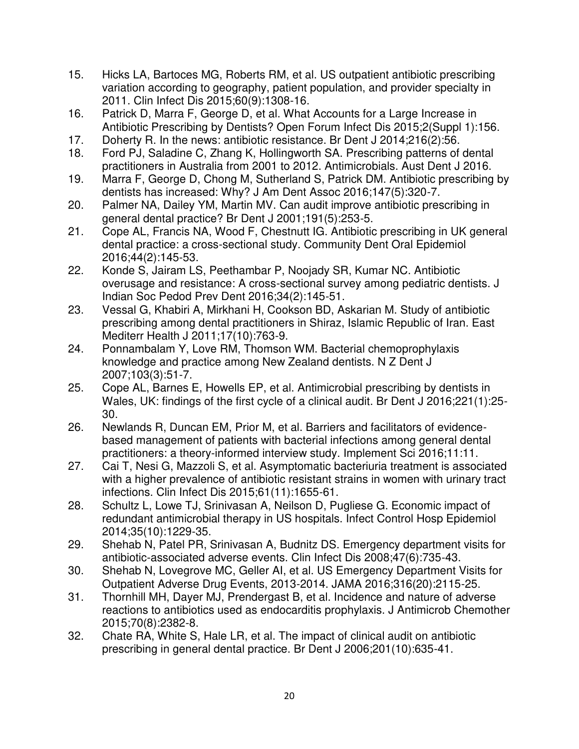15. Hicks LA, Bartoces MG, Roberts RM, et al. US outpatient antibiotic prescribing variation according to geography, patient population, and provider specialty in 2011. Clin Infect Dis 2015;60(9):1308-16.
16. Patrick D, Marra F, George D, et al. What Accounts for a Large Increase in Antibiotic Prescribing by Dentists? Open Forum Infect Dis 2015;2(Suppl 1):156.
17. Doherty R. In the news: antibiotic resistance. Br Dent J 2014;216(2):56.
18. Ford PJ, Saladine C, Zhang K, Hollingworth SA. Prescribing patterns of dental practitioners in Australia from 2001 to 2012. Antimicrobials. Aust Dent J 2016.
19. Marra F, George D, Chong M, Sutherland S, Patrick DM. Antibiotic prescribing by dentists has increased: Why? J Am Dent Assoc 2016;147(5):320-7.
20. Palmer NA, Dailey YM, Martin MV. Can audit improve antibiotic prescribing in general dental practice? Br Dent J 2001;191(5):253-5.
21. Cope AL, Francis NA, Wood F, Chestnutt IG. Antibiotic prescribing in UK general dental practice: a cross-sectional study. Community Dent Oral Epidemiol 2016;44(2):145-53.
22. Konde S, Jairam LS, Peethambar P, Noojady SR, Kumar NC. Antibiotic overusage and resistance: A cross-sectional survey among pediatric dentists. J Indian Soc Pedod Prev Dent 2016;34(2):145-51.
23. Vessal G, Khabiri A, Mirkhani H, Cookson BD, Askarian M. Study of antibiotic prescribing among dental practitioners in Shiraz, Islamic Republic of Iran. East Mediterr Health J 2011;17(10):763-9.
24. Ponnambalam Y, Love RM, Thomson WM. Bacterial chemoprophylaxis knowledge and practice among New Zealand dentists. N Z Dent J 2007;103(3):51-7.
25. Cope AL, Barnes E, Howells EP, et al. Antimicrobial prescribing by dentists in Wales, UK: findings of the first cycle of a clinical audit. Br Dent J 2016;221(1):25-30.
26. Newlands R, Duncan EM, Prior M, et al. Barriers and facilitators of evidence-based management of patients with bacterial infections among general dental practitioners: a theory-informed interview study. Implement Sci 2016;11:11.
27. Cai T, Nesi G, Mazzoli S, et al. Asymptomatic bacteriuria treatment is associated with a higher prevalence of antibiotic resistant strains in women with urinary tract infections. Clin Infect Dis 2015;61(11):1655-61.
28. Schultz L, Lowe TJ, Srinivasan A, Neilson D, Pugliese G. Economic impact of redundant antimicrobial therapy in US hospitals. Infect Control Hosp Epidemiol 2014;35(10):1229-35.
29. Shehab N, Patel PR, Srinivasan A, Budnitz DS. Emergency department visits for antibiotic-associated adverse events. Clin Infect Dis 2008;47(6):735-43.
30. Shehab N, Lovegrove MC, Geller AI, et al. US Emergency Department Visits for Outpatient Adverse Drug Events, 2013-2014. JAMA 2016;316(20):2115-25.
31. Thornhill MH, Dayer MJ, Prendergast B, et al. Incidence and nature of adverse reactions to antibiotics used as endocarditis prophylaxis. J Antimicrob Chemother 2015;70(8):2382-8.
32. Chate RA, White S, Hale LR, et al. The impact of clinical audit on antibiotic prescribing in general dental practice. Br Dent J 2006;201(10):635-41.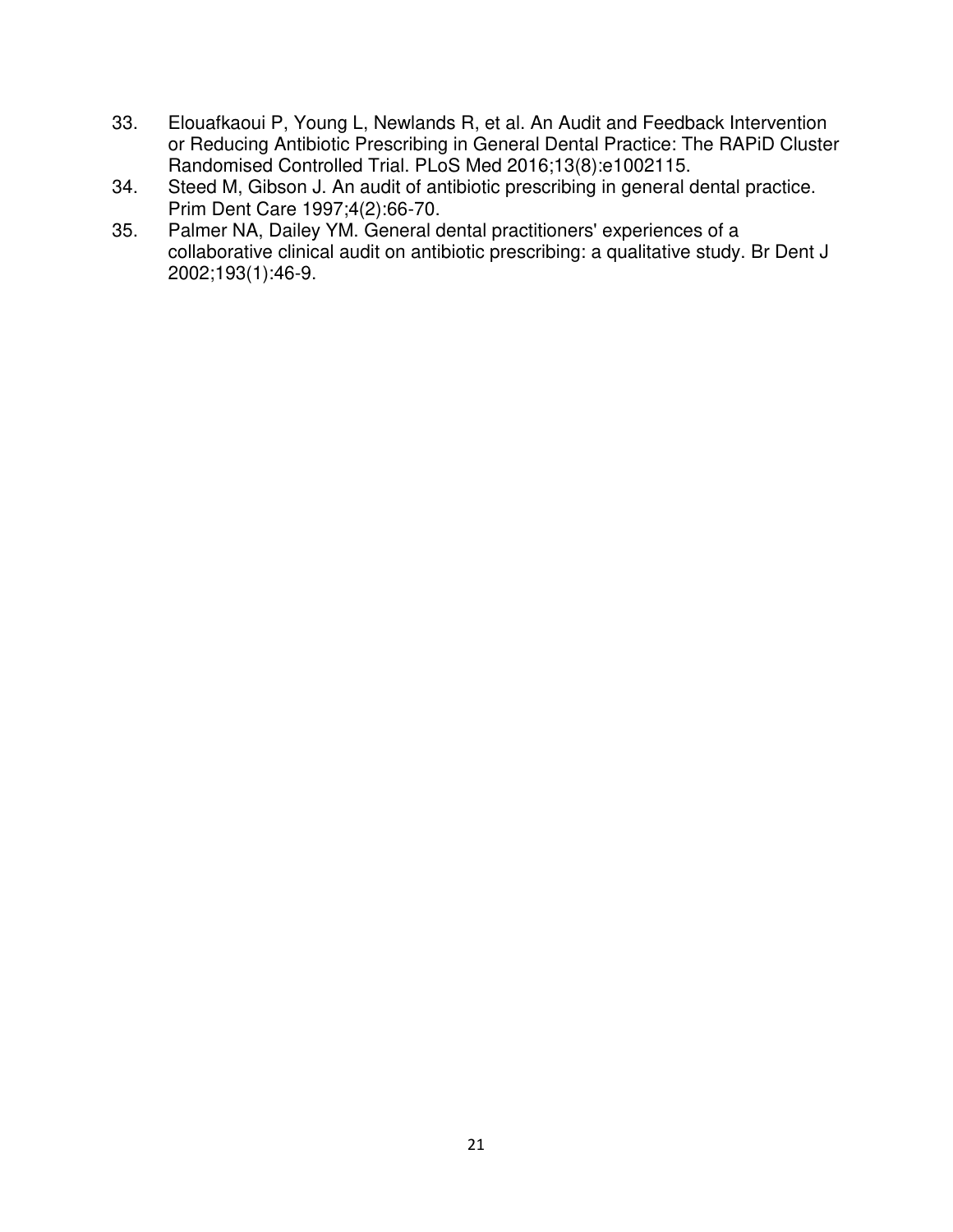33. Elouafkaoui P, Young L, Newlands R, et al. An Audit and Feedback Intervention or Reducing Antibiotic Prescribing in General Dental Practice: The RAPiD Cluster Randomised Controlled Trial. PLoS Med 2016;13(8):e1002115.
34. Steed M, Gibson J. An audit of antibiotic prescribing in general dental practice. Prim Dent Care 1997;4(2):66-70.
35. Palmer NA, Dailey YM. General dental practitioners' experiences of a collaborative clinical audit on antibiotic prescribing: a qualitative study. Br Dent J 2002;193(1):46-9.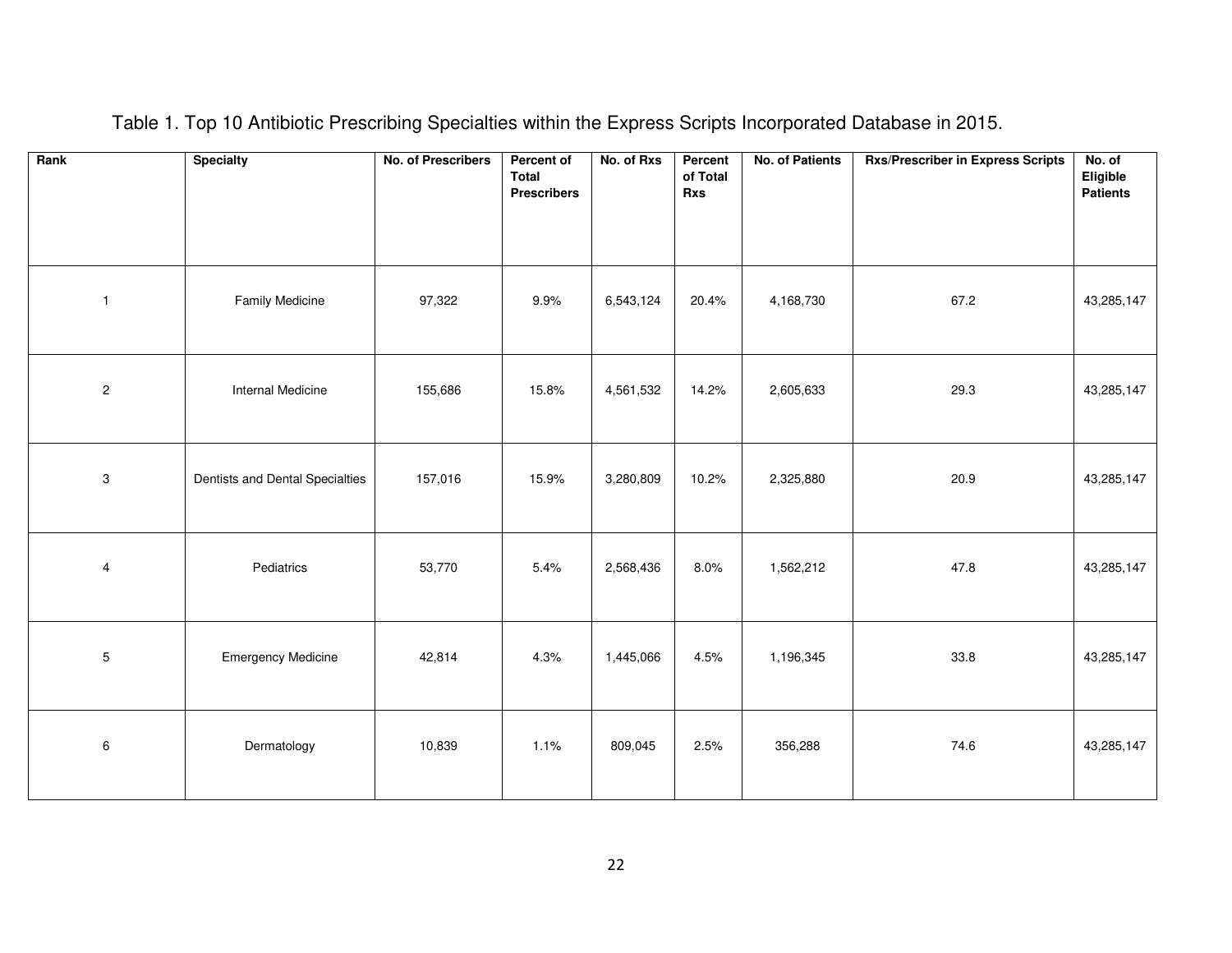Table 1. Top 10 Antibiotic Prescribing Specialties within the Express Scripts Incorporated Database in 2015.

| Rank | Specialty | No. of Prescribers | Percent of Total Prescribers | No. of Rxs | Percent of Total Rxs | No. of Patients | Rxs/Prescriber in Express Scripts | No. of Eligible Patients |
|---|---|---|---|---|---|---|---|---|
| 1 | Family Medicine | 97,322 | 9.9% | 6,543,124 | 20.4% | 4,168,730 | 67.2 | 43,285,147 |
| 2 | Internal Medicine | 155,686 | 15.8% | 4,561,532 | 14.2% | 2,605,633 | 29.3 | 43,285,147 |
| 3 | Dentists and Dental Specialties | 157,016 | 15.9% | 3,280,809 | 10.2% | 2,325,880 | 20.9 | 43,285,147 |
| 4 | Pediatrics | 53,770 | 5.4% | 2,568,436 | 8.0% | 1,562,212 | 47.8 | 43,285,147 |
| 5 | Emergency Medicine | 42,814 | 4.3% | 1,445,066 | 4.5% | 1,196,345 | 33.8 | 43,285,147 |
| 6 | Dermatology | 10,839 | 1.1% | 809,045 | 2.5% | 356,288 | 74.6 | 43,285,147 |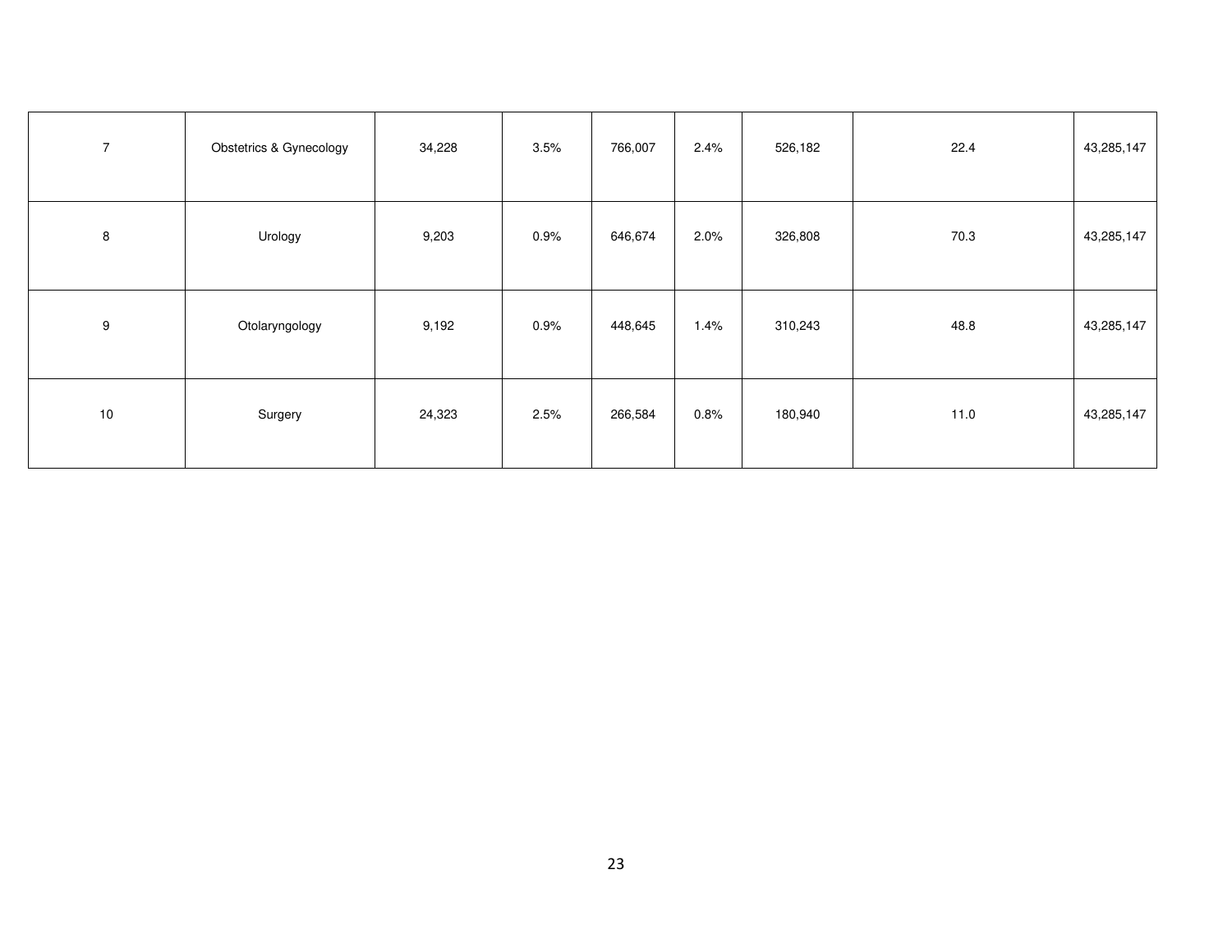| | | | | | | | | |
|---|---|---|---|---|---|---|---|---|
| 7 | Obstetrics & Gynecology | 34,228 | 3.5% | 766,007 | 2.4% | 526,182 | 22.4 | 43,285,147 |
| 8 | Urology | 9,203 | 0.9% | 646,674 | 2.0% | 326,808 | 70.3 | 43,285,147 |
| 9 | Otolaryngology | 9,192 | 0.9% | 448,645 | 1.4% | 310,243 | 48.8 | 43,285,147 |
| 10 | Surgery | 24,323 | 2.5% | 266,584 | 0.8% | 180,940 | 11.0 | 43,285,147 |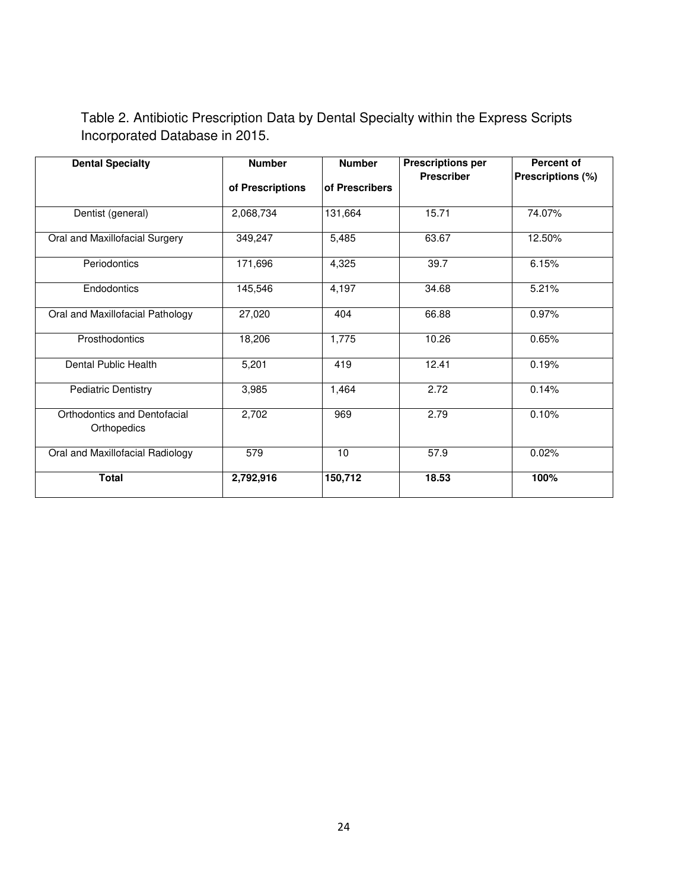Table 2. Antibiotic Prescription Data by Dental Specialty within the Express Scripts Incorporated Database in 2015.

| Dental Specialty | Number of Prescriptions | Number of Prescribers | Prescriptions per Prescriber | Percent of Prescriptions (%) |
|---|---|---|---|---|
| Dentist (general) | 2,068,734 | 131,664 | 15.71 | 74.07% |
| Oral and Maxillofacial Surgery | 349,247 | 5,485 | 63.67 | 12.50% |
| Periodontics | 171,696 | 4,325 | 39.7 | 6.15% |
| Endodontics | 145,546 | 4,197 | 34.68 | 5.21% |
| Oral and Maxillofacial Pathology | 27,020 | 404 | 66.88 | 0.97% |
| Prosthodontics | 18,206 | 1,775 | 10.26 | 0.65% |
| Dental Public Health | 5,201 | 419 | 12.41 | 0.19% |
| Pediatric Dentistry | 3,985 | 1,464 | 2.72 | 0.14% |
| Orthodontics and Dentofacial Orthopedics | 2,702 | 969 | 2.79 | 0.10% |
| Oral and Maxillofacial Radiology | 579 | 10 | 57.9 | 0.02% |
| **Total** | **2,792,916** | **150,712** | **18.53** | **100%** |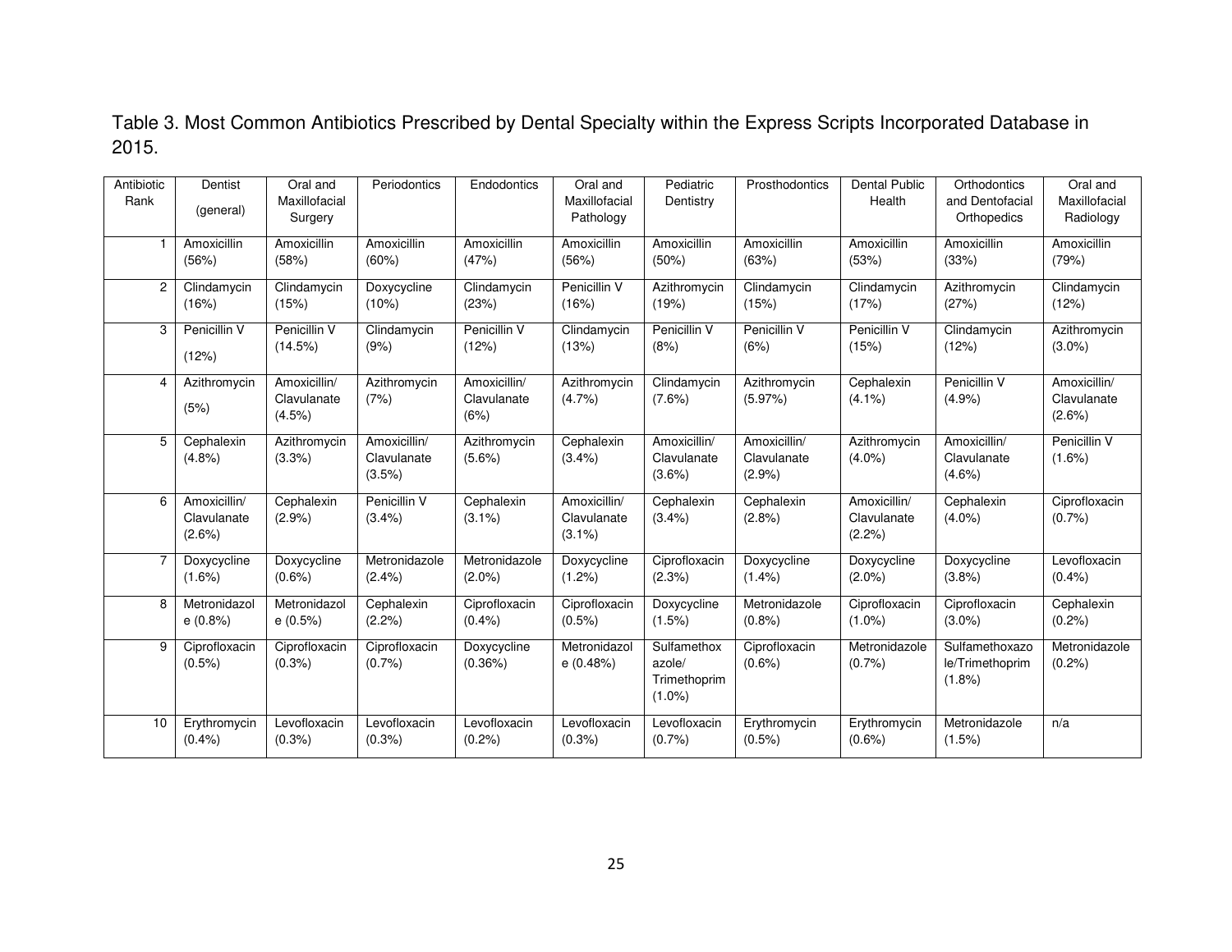Table 3. Most Common Antibiotics Prescribed by Dental Specialty within the Express Scripts Incorporated Database in 2015.

| Antibiotic Rank | Dentist (general) | Oral and Maxillofacial Surgery | Periodontics | Endodontics | Oral and Maxillofacial Pathology | Pediatric Dentistry | Prosthodontics | Dental Public Health | Orthodontics and Dentofacial Orthopedics | Oral and Maxillofacial Radiology |
|---|---|---|---|---|---|---|---|---|---|---|
| 1 | Amoxicillin (56%) | Amoxicillin (58%) | Amoxicillin (60%) | Amoxicillin (47%) | Amoxicillin (56%) | Amoxicillin (50%) | Amoxicillin (63%) | Amoxicillin (53%) | Amoxicillin (33%) | Amoxicillin (79%) |
| 2 | Clindamycin (16%) | Clindamycin (15%) | Doxycycline (10%) | Clindamycin (23%) | Penicillin V (16%) | Azithromycin (19%) | Clindamycin (15%) | Clindamycin (17%) | Azithromycin (27%) | Clindamycin (12%) |
| 3 | Penicillin V (12%) | Penicillin V (14.5%) | Clindamycin (9%) | Penicillin V (12%) | Clindamycin (13%) | Penicillin V (8%) | Penicillin V (6%) | Penicillin V (15%) | Clindamycin (12%) | Azithromycin (3.0%) |
| 4 | Azithromycin (5%) | Amoxicillin/ Clavulanate (4.5%) | Azithromycin (7%) | Amoxicillin/ Clavulanate (6%) | Azithromycin (4.7%) | Clindamycin (7.6%) | Azithromycin (5.97%) | Cephalexin (4.1%) | Penicillin V (4.9%) | Amoxicillin/ Clavulanate (2.6%) |
| 5 | Cephalexin (4.8%) | Azithromycin (3.3%) | Amoxicillin/ Clavulanate (3.5%) | Azithromycin (5.6%) | Cephalexin (3.4%) | Amoxicillin/ Clavulanate (3.6%) | Amoxicillin/ Clavulanate (2.9%) | Azithromycin (4.0%) | Amoxicillin/ Clavulanate (4.6%) | Penicillin V (1.6%) |
| 6 | Amoxicillin/ Clavulanate (2.6%) | Cephalexin (2.9%) | Penicillin V (3.4%) | Cephalexin (3.1%) | Amoxicillin/ Clavulanate (3.1%) | Cephalexin (3.4%) | Cephalexin (2.8%) | Amoxicillin/ Clavulanate (2.2%) | Cephalexin (4.0%) | Ciprofloxacin (0.7%) |
| 7 | Doxycycline (1.6%) | Doxycycline (0.6%) | Metronidazole (2.4%) | Metronidazole (2.0%) | Doxycycline (1.2%) | Ciprofloxacin (2.3%) | Doxycycline (1.4%) | Doxycycline (2.0%) | Doxycycline (3.8%) | Levofloxacin (0.4%) |
| 8 | Metronidazole (0.8%) | Metronidazole (0.5%) | Cephalexin (2.2%) | Ciprofloxacin (0.4%) | Ciprofloxacin (0.5%) | Doxycycline (1.5%) | Metronidazole (0.8%) | Ciprofloxacin (1.0%) | Ciprofloxacin (3.0%) | Cephalexin (0.2%) |
| 9 | Ciprofloxacin (0.5%) | Ciprofloxacin (0.3%) | Ciprofloxacin (0.7%) | Doxycycline (0.36%) | Metronidazole (0.48%) | Sulfamethoxazole/ Trimethoprim (1.0%) | Ciprofloxacin (0.6%) | Metronidazole (0.7%) | Sulfamethoxazole/Trimethoprim (1.8%) | Metronidazole (0.2%) |
| 10 | Erythromycin (0.4%) | Levofloxacin (0.3%) | Levofloxacin (0.3%) | Levofloxacin (0.2%) | Levofloxacin (0.3%) | Levofloxacin (0.7%) | Erythromycin (0.5%) | Erythromycin (0.6%) | Metronidazole (1.5%) | n/a |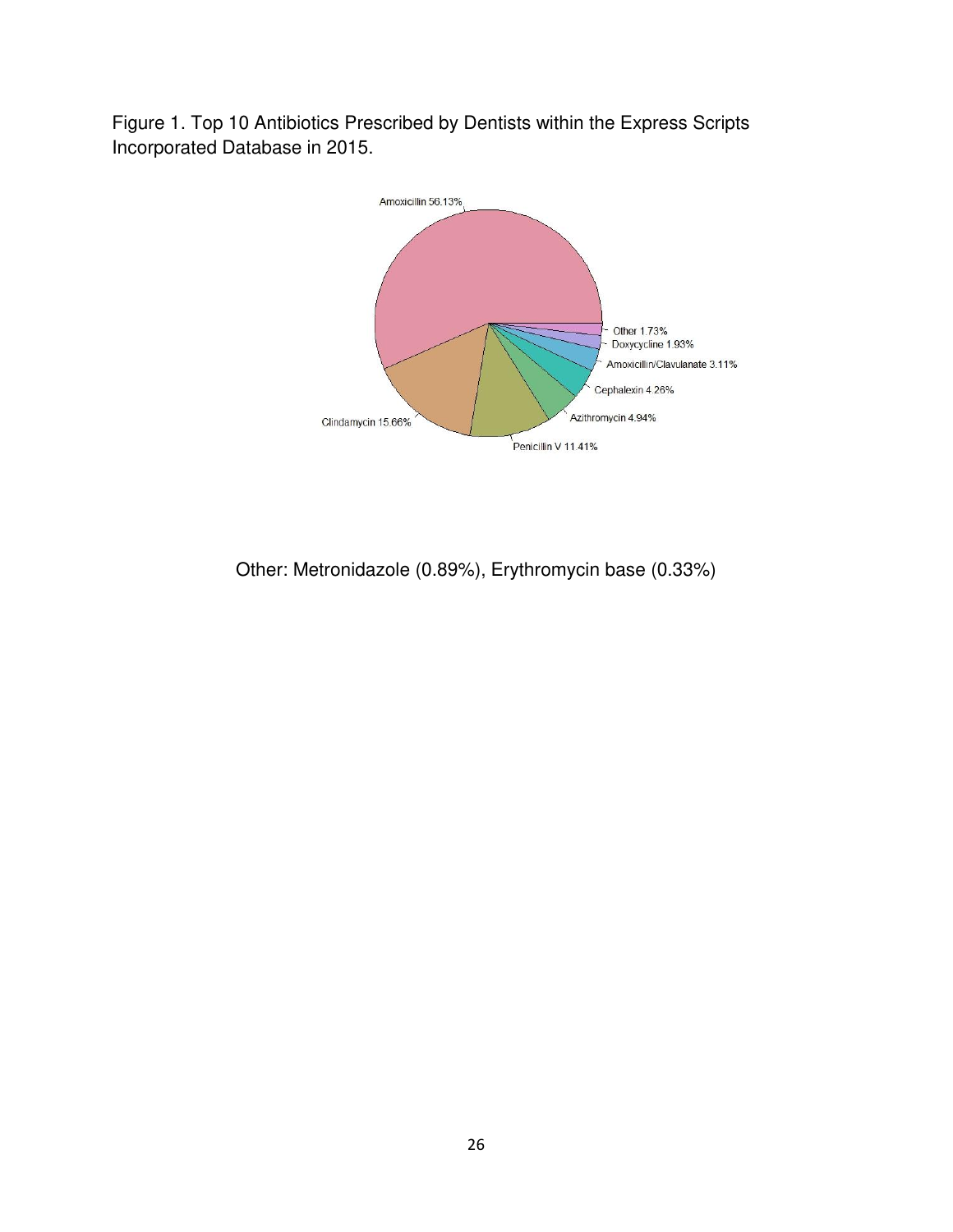Figure 1. Top 10 Antibiotics Prescribed by Dentists within the Express Scripts Incorporated Database in 2015.

Amoxicillin 56.13%

Other 1.73%

Doxycycline 1.93%

Amoxicillin/Clavulanate 3.11%

Cephalexin 4.26%

Azithromycin 4.94%

Penicillin V 11.41%

Clindamycin 15.66%

Other: Metronidazole (0.89%), Erythromycin base (0.33%)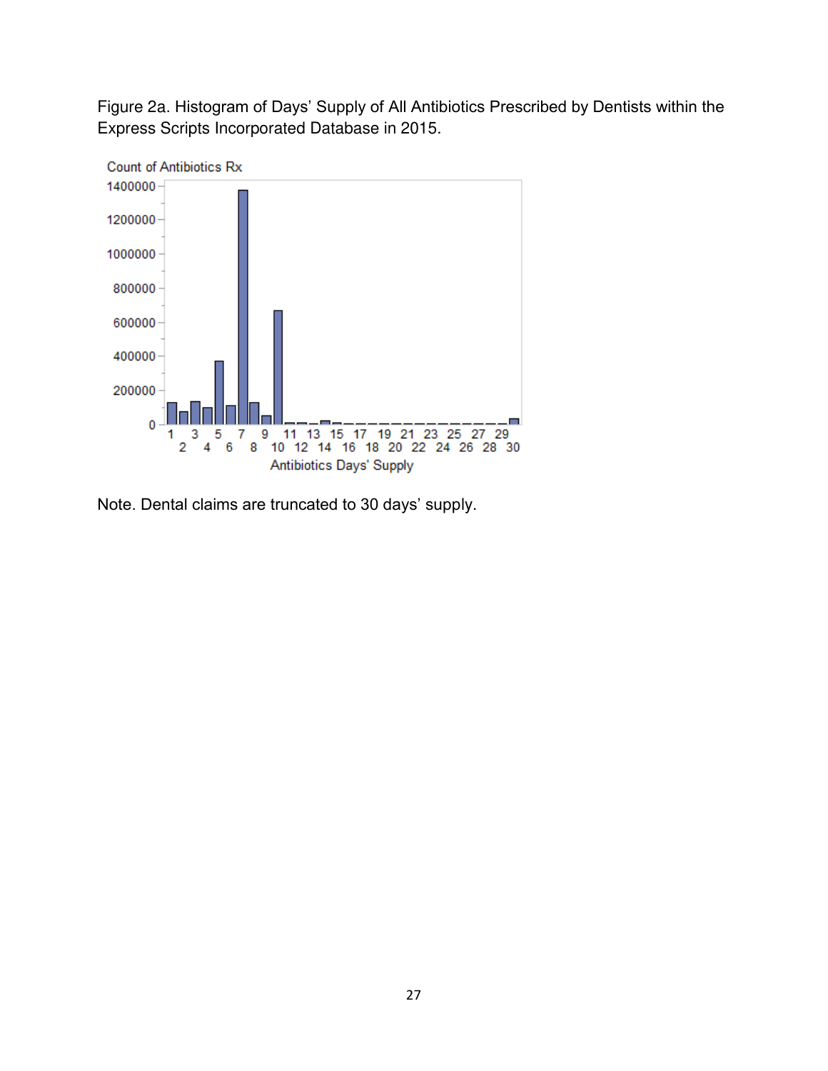Figure 2a. Histogram of Days' Supply of All Antibiotics Prescribed by Dentists within the Express Scripts Incorporated Database in 2015.

Note. Dental claims are truncated to 30 days' supply.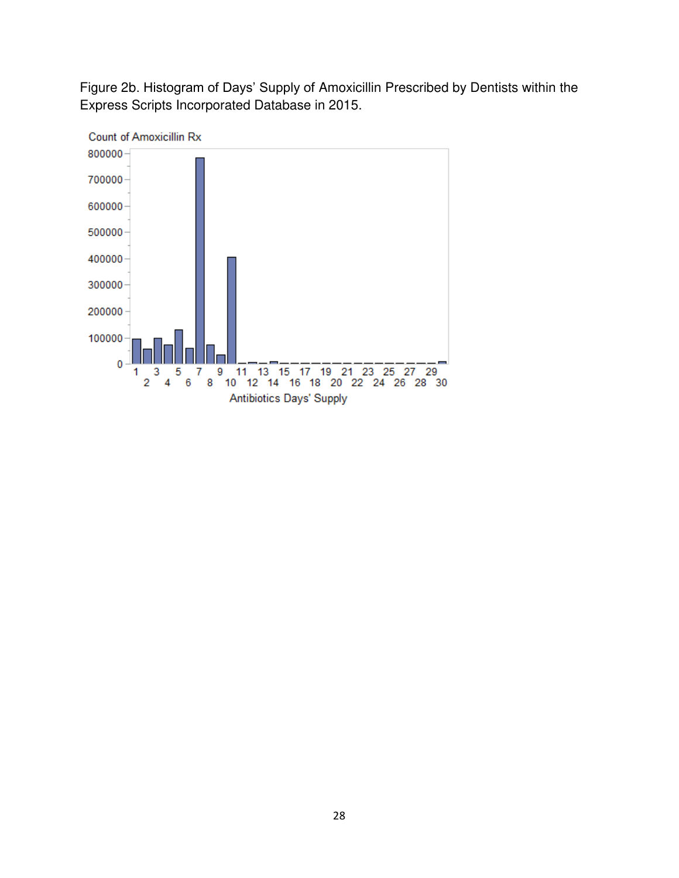Figure 2b. Histogram of Days' Supply of Amoxicillin Prescribed by Dentists within the Express Scripts Incorporated Database in 2015.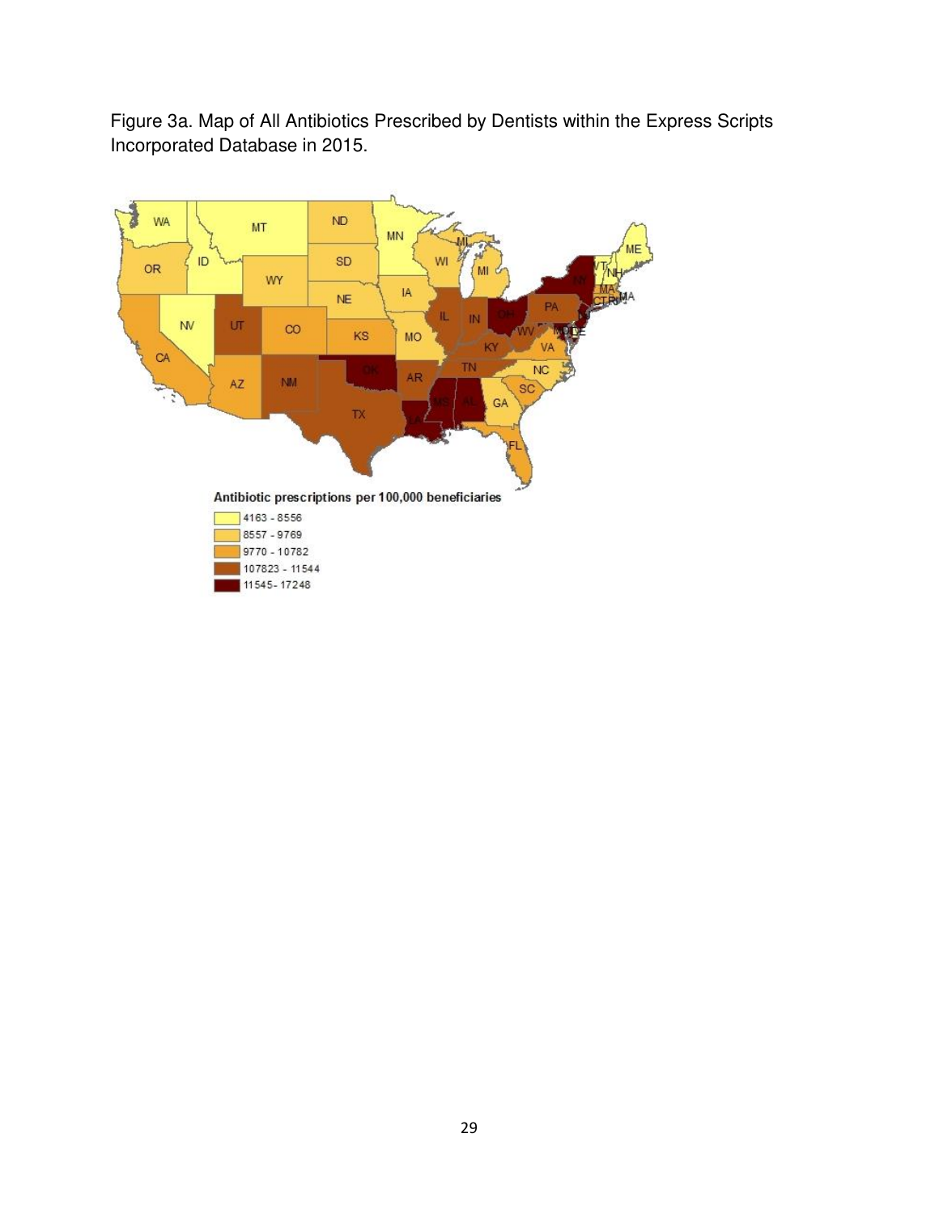Figure 3a. Map of All Antibiotics Prescribed by Dentists within the Express Scripts Incorporated Database in 2015.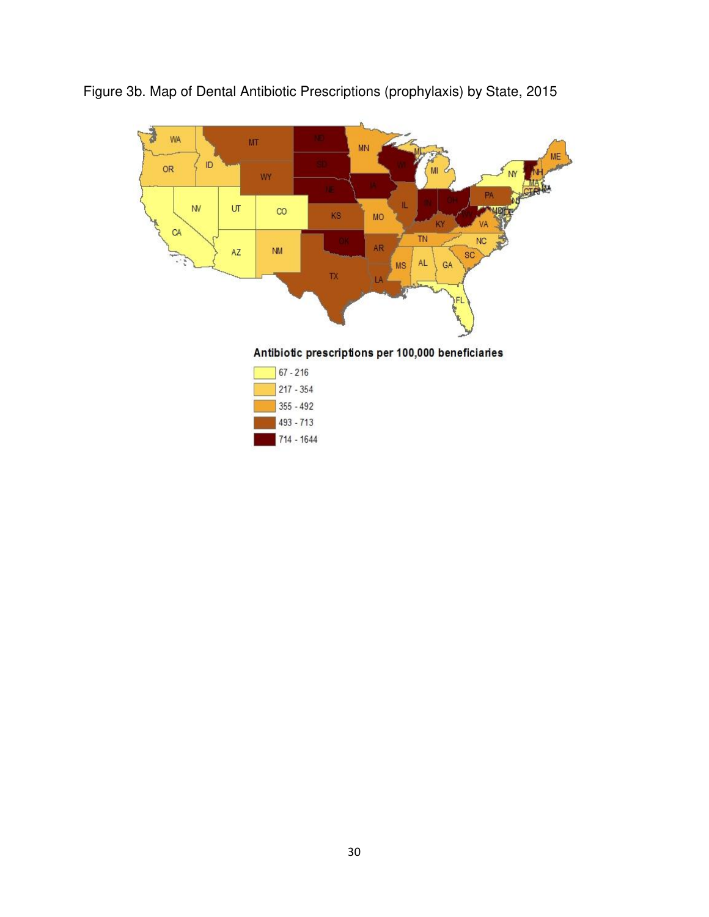Figure 3b. Map of Dental Antibiotic Prescriptions (prophylaxis) by State, 2015

Antibiotic prescriptions per 100,000 beneficiaries

- 67 - 216
- 217 - 354
- 355 - 492
- 493 - 713
- 714 - 1644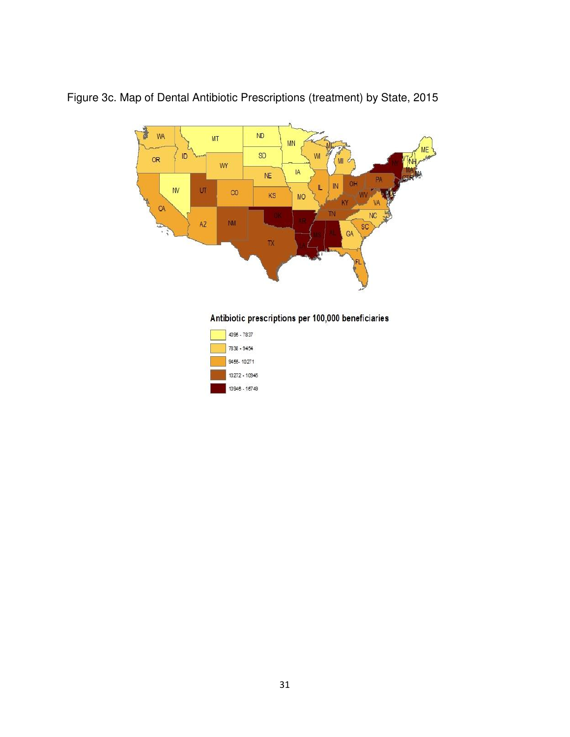Figure 3c. Map of Dental Antibiotic Prescriptions (treatment) by State, 2015

**Antibiotic prescriptions per 100,000 beneficiaries**

- 4096 - 7837
- 7838 - 9454
- 9455- 10271
- 10272 - 10945
- 10946 - 16749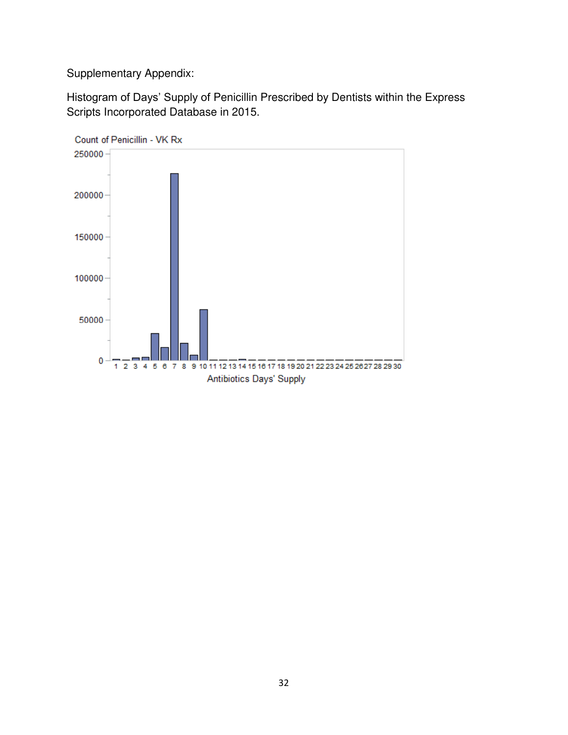Supplementary Appendix:

Histogram of Days' Supply of Penicillin Prescribed by Dentists within the Express Scripts Incorporated Database in 2015.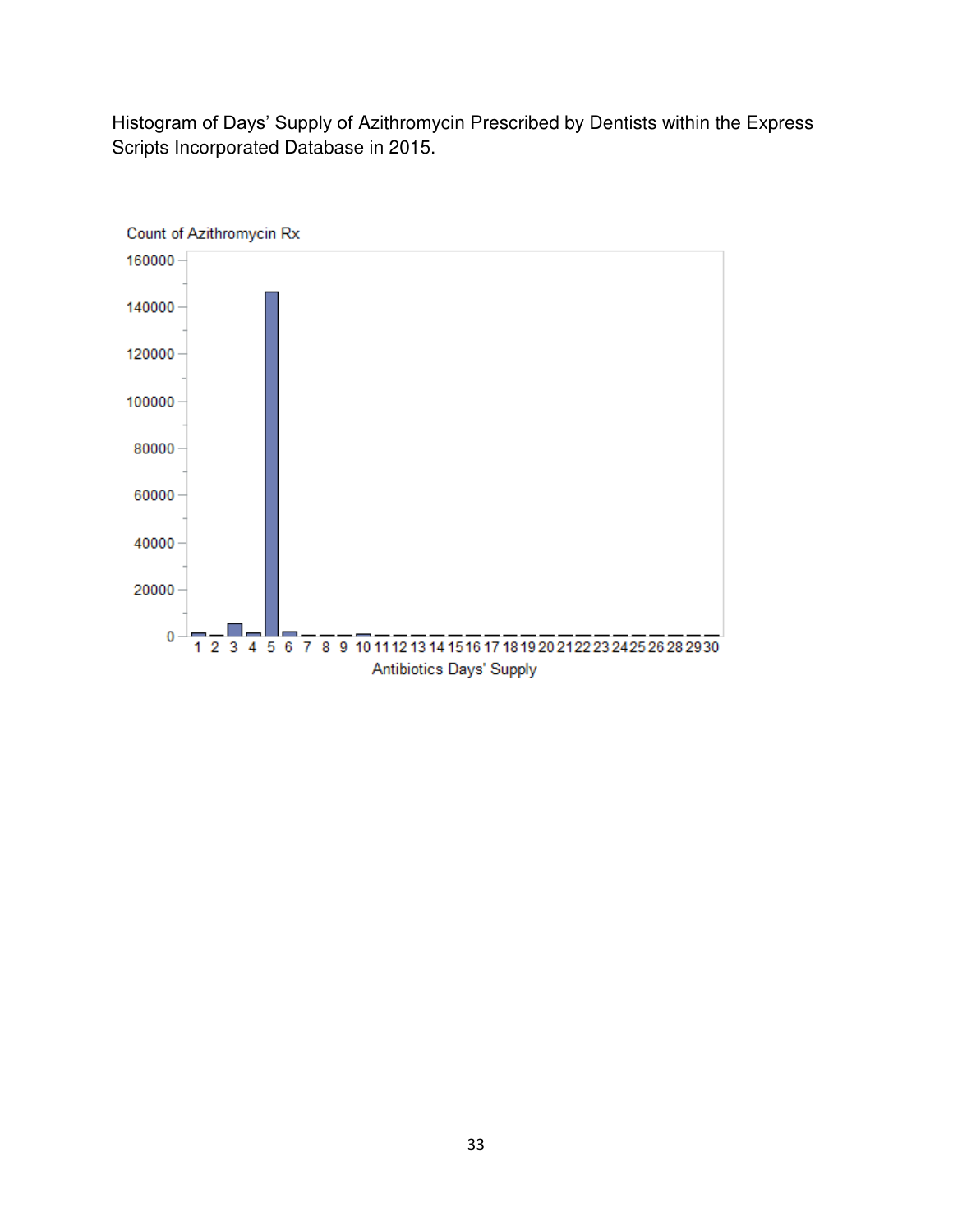Histogram of Days' Supply of Azithromycin Prescribed by Dentists within the Express Scripts Incorporated Database in 2015.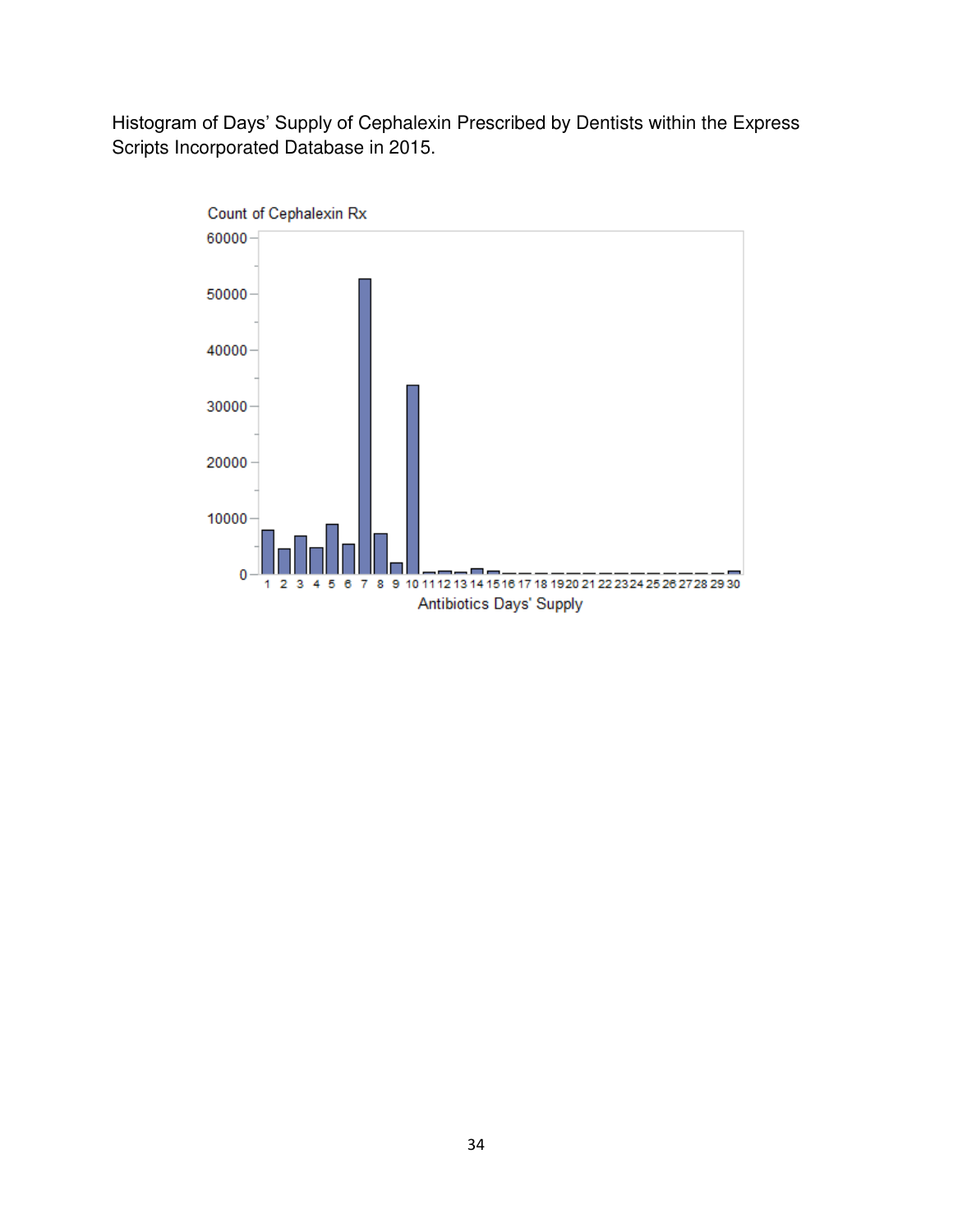Histogram of Days' Supply of Cephalexin Prescribed by Dentists within the Express Scripts Incorporated Database in 2015.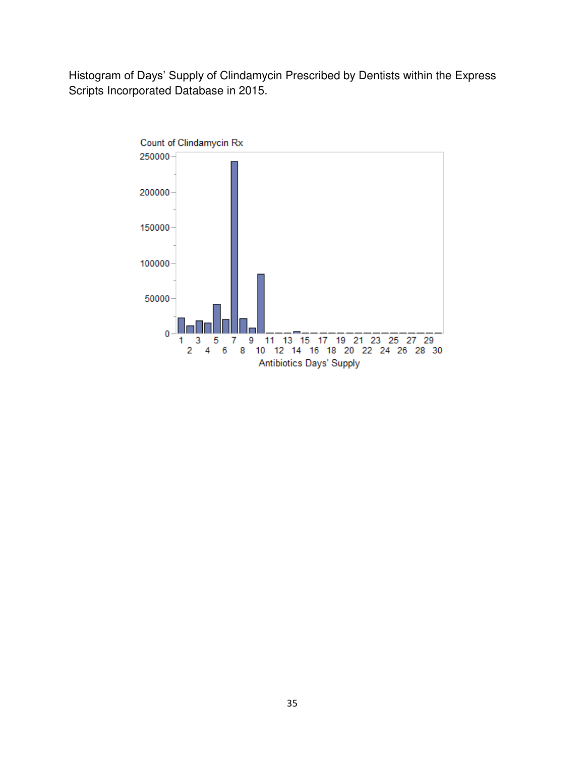Histogram of Days' Supply of Clindamycin Prescribed by Dentists within the Express Scripts Incorporated Database in 2015.

Count of Clindamycin Rx

250000
200000
150000
100000
50000
0

1 2 3 4 5 6 7 8 9 10 11 12 13 14 15 16 17 18 19 20 21 22 23 24 25 26 27 28 29 30

Antibiotics Days' Supply